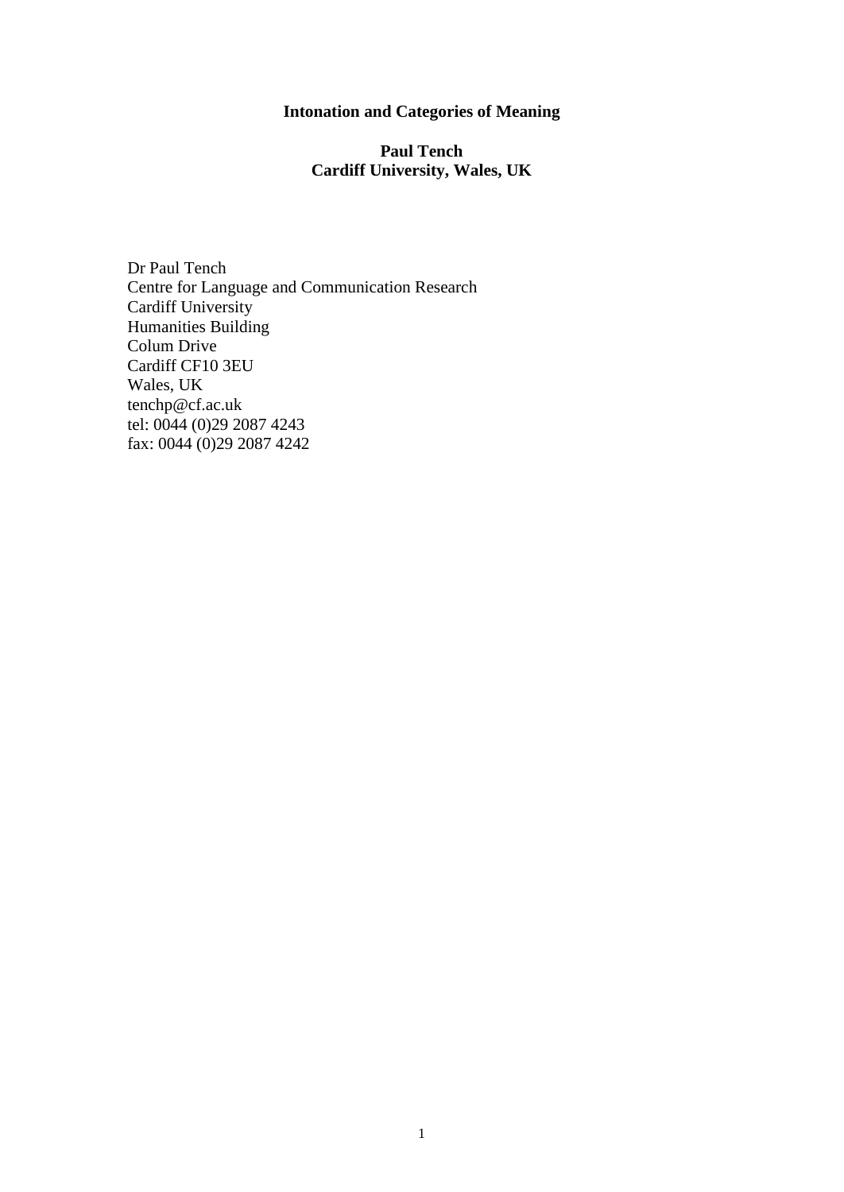# Intonation and Categories of Meaning

**Paul Tench**
**Cardiff University, Wales, UK**

Dr Paul Tench
Centre for Language and Communication Research
Cardiff University
Humanities Building
Colum Drive
Cardiff CF10 3EU
Wales, UK
tenchp@cf.ac.uk
tel: 0044 (0)29 2087 4243
fax: 0044 (0)29 2087 4242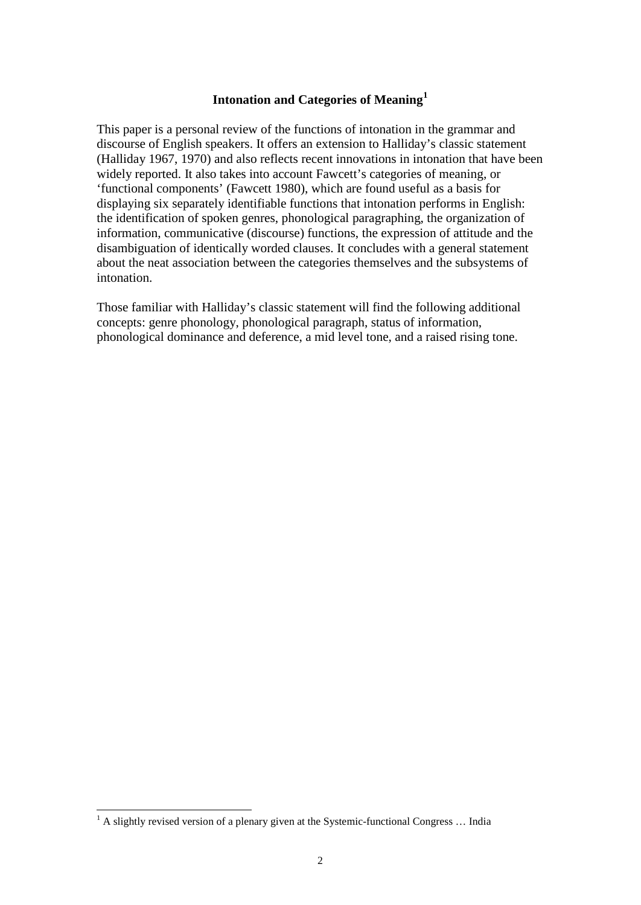# Intonation and Categories of Meaning[1]

This paper is a personal review of the functions of intonation in the grammar and discourse of English speakers. It offers an extension to Halliday's classic statement (Halliday 1967, 1970) and also reflects recent innovations in intonation that have been widely reported. It also takes into account Fawcett's categories of meaning, or 'functional components' (Fawcett 1980), which are found useful as a basis for displaying six separately identifiable functions that intonation performs in English: the identification of spoken genres, phonological paragraphing, the organization of information, communicative (discourse) functions, the expression of attitude and the disambiguation of identically worded clauses. It concludes with a general statement about the neat association between the categories themselves and the subsystems of intonation.

Those familiar with Halliday's classic statement will find the following additional concepts: genre phonology, phonological paragraph, status of information, phonological dominance and deference, a mid level tone, and a raised rising tone.

[1] A slightly revised version of a plenary given at the Systemic-functional Congress … India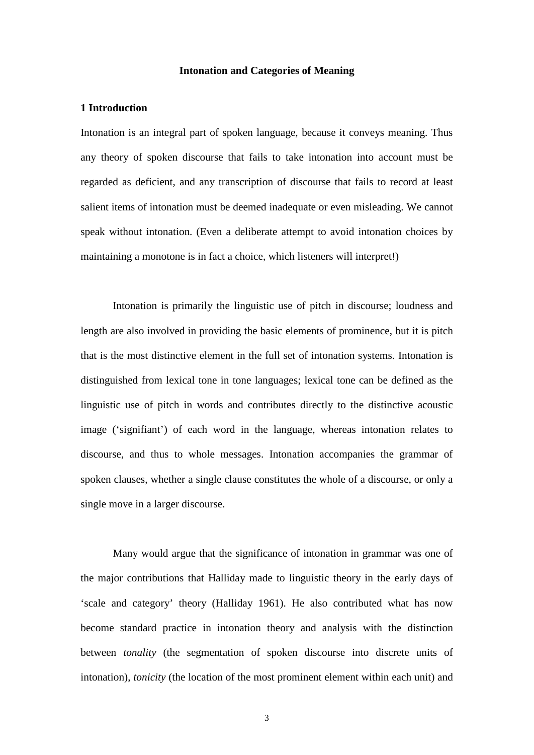# Intonation and Categories of Meaning

## 1 Introduction

Intonation is an integral part of spoken language, because it conveys meaning. Thus any theory of spoken discourse that fails to take intonation into account must be regarded as deficient, and any transcription of discourse that fails to record at least salient items of intonation must be deemed inadequate or even misleading. We cannot speak without intonation. (Even a deliberate attempt to avoid intonation choices by maintaining a monotone is in fact a choice, which listeners will interpret!)

Intonation is primarily the linguistic use of pitch in discourse; loudness and length are also involved in providing the basic elements of prominence, but it is pitch that is the most distinctive element in the full set of intonation systems. Intonation is distinguished from lexical tone in tone languages; lexical tone can be defined as the linguistic use of pitch in words and contributes directly to the distinctive acoustic image ('signifiant') of each word in the language, whereas intonation relates to discourse, and thus to whole messages. Intonation accompanies the grammar of spoken clauses, whether a single clause constitutes the whole of a discourse, or only a single move in a larger discourse.

Many would argue that the significance of intonation in grammar was one of the major contributions that Halliday made to linguistic theory in the early days of 'scale and category' theory (Halliday 1961). He also contributed what has now become standard practice in intonation theory and analysis with the distinction between *tonality* (the segmentation of spoken discourse into discrete units of intonation), *tonicity* (the location of the most prominent element within each unit) and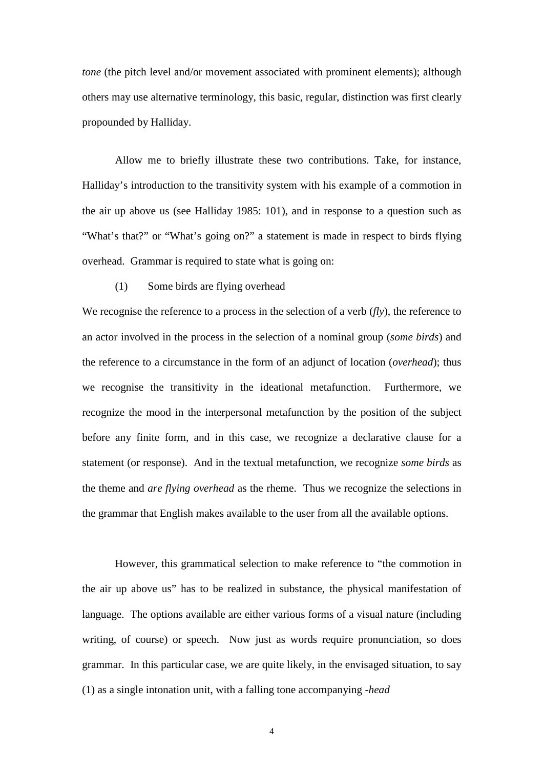*tone* (the pitch level and/or movement associated with prominent elements); although others may use alternative terminology, this basic, regular, distinction was first clearly propounded by Halliday.

Allow me to briefly illustrate these two contributions. Take, for instance, Halliday's introduction to the transitivity system with his example of a commotion in the air up above us (see Halliday 1985: 101), and in response to a question such as "What's that?" or "What's going on?" a statement is made in respect to birds flying overhead. Grammar is required to state what is going on:

(1) Some birds are flying overhead

We recognise the reference to a process in the selection of a verb (*fly*), the reference to an actor involved in the process in the selection of a nominal group (*some birds*) and the reference to a circumstance in the form of an adjunct of location (*overhead*); thus we recognise the transitivity in the ideational metafunction. Furthermore, we recognize the mood in the interpersonal metafunction by the position of the subject before any finite form, and in this case, we recognize a declarative clause for a statement (or response). And in the textual metafunction, we recognize *some birds* as the theme and *are flying overhead* as the rheme. Thus we recognize the selections in the grammar that English makes available to the user from all the available options.

However, this grammatical selection to make reference to "the commotion in the air up above us" has to be realized in substance, the physical manifestation of language. The options available are either various forms of a visual nature (including writing, of course) or speech. Now just as words require pronunciation, so does grammar. In this particular case, we are quite likely, in the envisaged situation, to say (1) as a single intonation unit, with a falling tone accompanying *-head*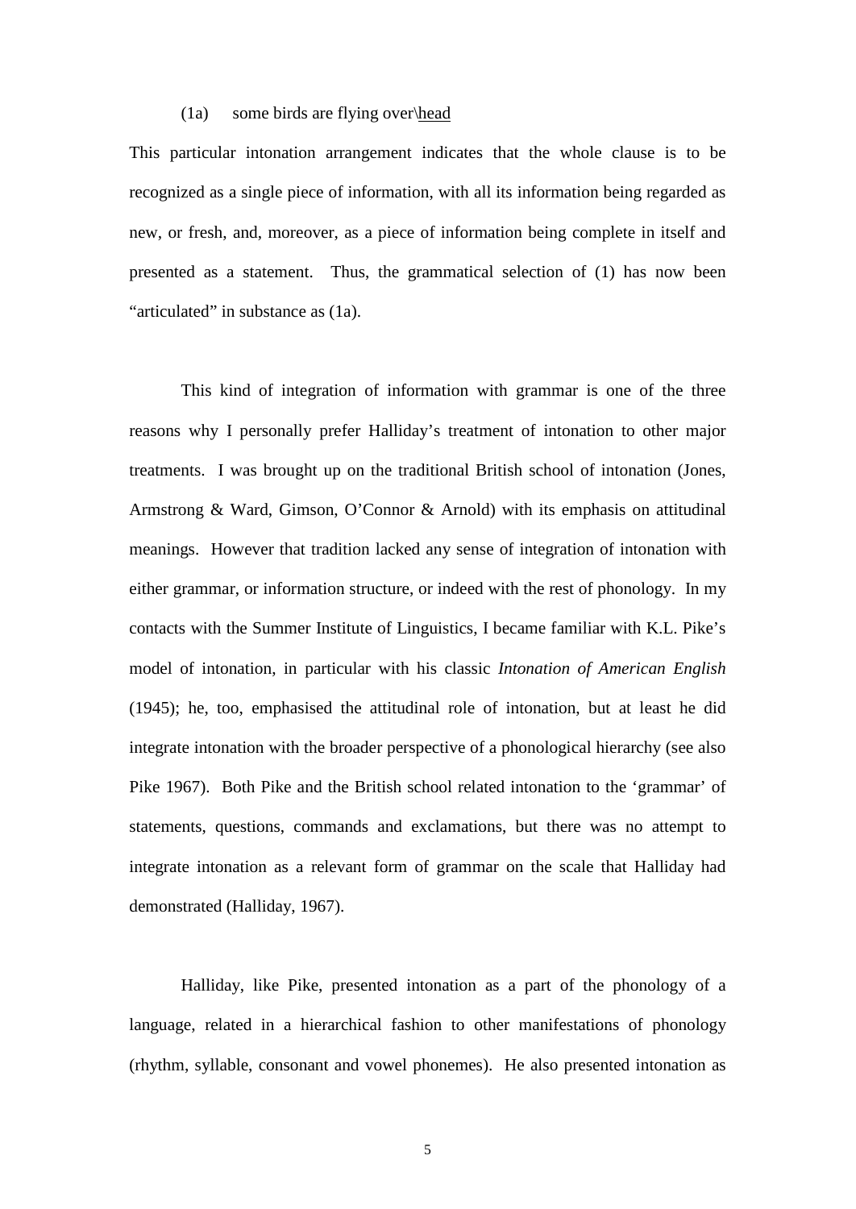(1a) some birds are flying over\<u>head</u>

This particular intonation arrangement indicates that the whole clause is to be recognized as a single piece of information, with all its information being regarded as new, or fresh, and, moreover, as a piece of information being complete in itself and presented as a statement. Thus, the grammatical selection of (1) has now been "articulated" in substance as (1a).

This kind of integration of information with grammar is one of the three reasons why I personally prefer Halliday's treatment of intonation to other major treatments. I was brought up on the traditional British school of intonation (Jones, Armstrong & Ward, Gimson, O'Connor & Arnold) with its emphasis on attitudinal meanings. However that tradition lacked any sense of integration of intonation with either grammar, or information structure, or indeed with the rest of phonology. In my contacts with the Summer Institute of Linguistics, I became familiar with K.L. Pike's model of intonation, in particular with his classic *Intonation of American English* (1945); he, too, emphasised the attitudinal role of intonation, but at least he did integrate intonation with the broader perspective of a phonological hierarchy (see also Pike 1967). Both Pike and the British school related intonation to the 'grammar' of statements, questions, commands and exclamations, but there was no attempt to integrate intonation as a relevant form of grammar on the scale that Halliday had demonstrated (Halliday, 1967).

Halliday, like Pike, presented intonation as a part of the phonology of a language, related in a hierarchical fashion to other manifestations of phonology (rhythm, syllable, consonant and vowel phonemes). He also presented intonation as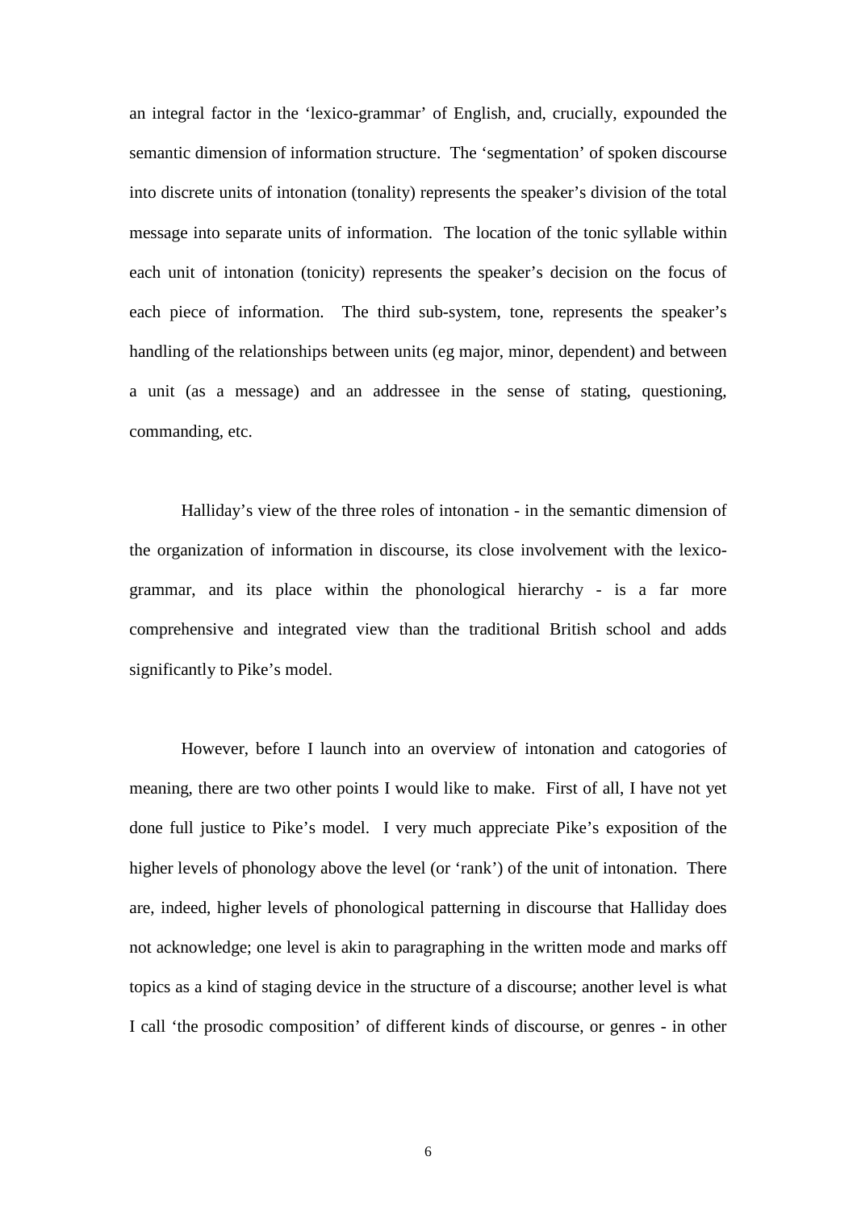an integral factor in the 'lexico-grammar' of English, and, crucially, expounded the semantic dimension of information structure. The 'segmentation' of spoken discourse into discrete units of intonation (tonality) represents the speaker's division of the total message into separate units of information. The location of the tonic syllable within each unit of intonation (tonicity) represents the speaker's decision on the focus of each piece of information. The third sub-system, tone, represents the speaker's handling of the relationships between units (eg major, minor, dependent) and between a unit (as a message) and an addressee in the sense of stating, questioning, commanding, etc.

Halliday's view of the three roles of intonation - in the semantic dimension of the organization of information in discourse, its close involvement with the lexico-grammar, and its place within the phonological hierarchy - is a far more comprehensive and integrated view than the traditional British school and adds significantly to Pike's model.

However, before I launch into an overview of intonation and catogories of meaning, there are two other points I would like to make. First of all, I have not yet done full justice to Pike's model. I very much appreciate Pike's exposition of the higher levels of phonology above the level (or 'rank') of the unit of intonation. There are, indeed, higher levels of phonological patterning in discourse that Halliday does not acknowledge; one level is akin to paragraphing in the written mode and marks off topics as a kind of staging device in the structure of a discourse; another level is what I call 'the prosodic composition' of different kinds of discourse, or genres - in other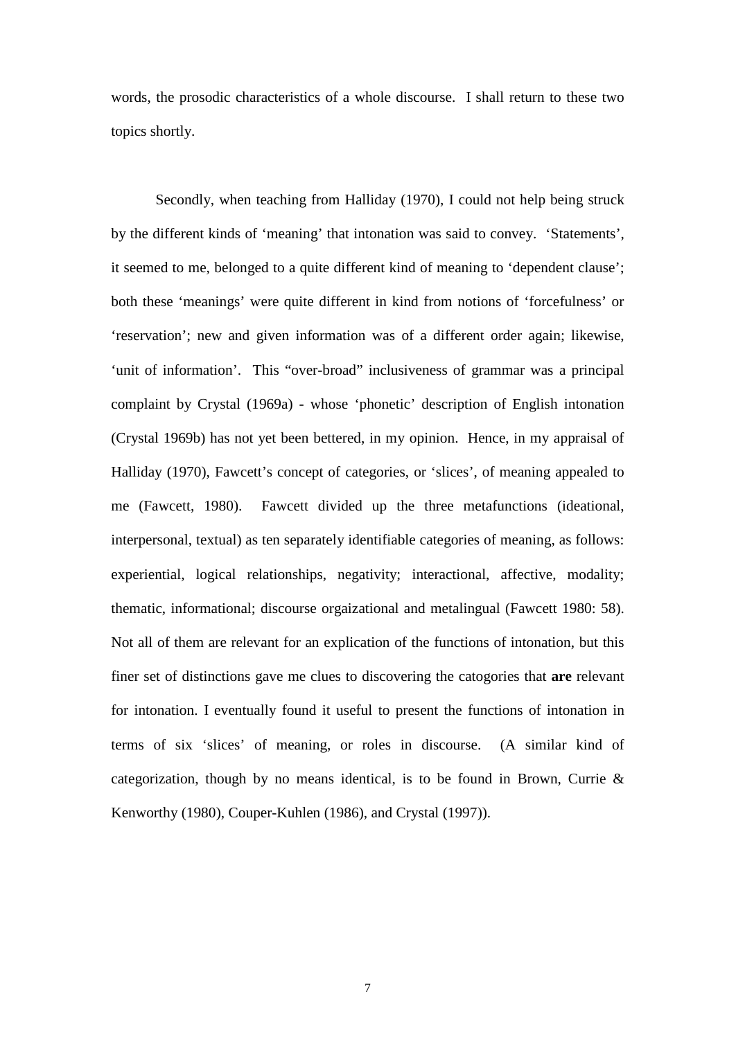words, the prosodic characteristics of a whole discourse. I shall return to these two topics shortly.

Secondly, when teaching from Halliday (1970), I could not help being struck by the different kinds of 'meaning' that intonation was said to convey. 'Statements', it seemed to me, belonged to a quite different kind of meaning to 'dependent clause'; both these 'meanings' were quite different in kind from notions of 'forcefulness' or 'reservation'; new and given information was of a different order again; likewise, 'unit of information'. This "over-broad" inclusiveness of grammar was a principal complaint by Crystal (1969a) - whose 'phonetic' description of English intonation (Crystal 1969b) has not yet been bettered, in my opinion. Hence, in my appraisal of Halliday (1970), Fawcett's concept of categories, or 'slices', of meaning appealed to me (Fawcett, 1980). Fawcett divided up the three metafunctions (ideational, interpersonal, textual) as ten separately identifiable categories of meaning, as follows: experiential, logical relationships, negativity; interactional, affective, modality; thematic, informational; discourse orgaizational and metalingual (Fawcett 1980: 58). Not all of them are relevant for an explication of the functions of intonation, but this finer set of distinctions gave me clues to discovering the catogories that **are** relevant for intonation. I eventually found it useful to present the functions of intonation in terms of six 'slices' of meaning, or roles in discourse. (A similar kind of categorization, though by no means identical, is to be found in Brown, Currie & Kenworthy (1980), Couper-Kuhlen (1986), and Crystal (1997)).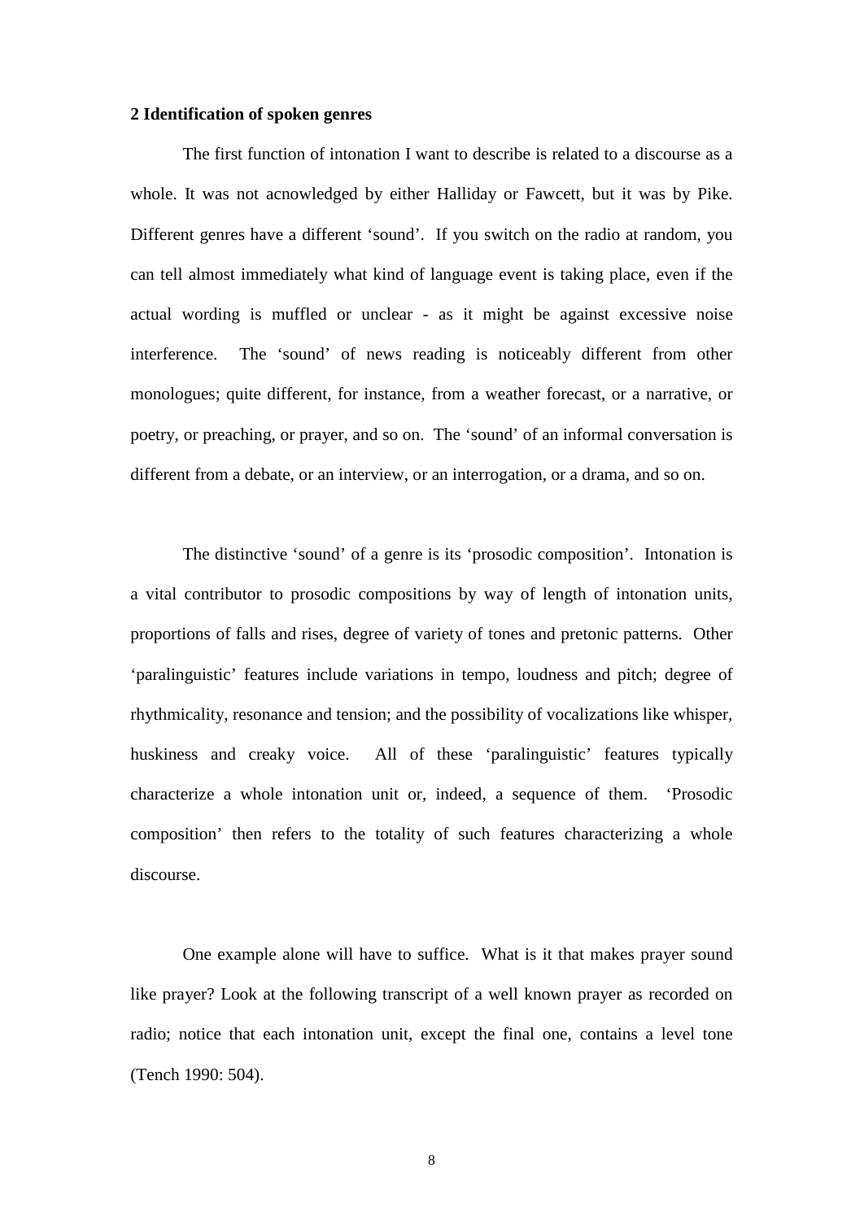## 2 Identification of spoken genres

The first function of intonation I want to describe is related to a discourse as a whole. It was not acnowledged by either Halliday or Fawcett, but it was by Pike. Different genres have a different 'sound'. If you switch on the radio at random, you can tell almost immediately what kind of language event is taking place, even if the actual wording is muffled or unclear - as it might be against excessive noise interference. The 'sound' of news reading is noticeably different from other monologues; quite different, for instance, from a weather forecast, or a narrative, or poetry, or preaching, or prayer, and so on. The 'sound' of an informal conversation is different from a debate, or an interview, or an interrogation, or a drama, and so on.

The distinctive 'sound' of a genre is its 'prosodic composition'. Intonation is a vital contributor to prosodic compositions by way of length of intonation units, proportions of falls and rises, degree of variety of tones and pretonic patterns. Other 'paralinguistic' features include variations in tempo, loudness and pitch; degree of rhythmicality, resonance and tension; and the possibility of vocalizations like whisper, huskiness and creaky voice. All of these 'paralinguistic' features typically characterize a whole intonation unit or, indeed, a sequence of them. 'Prosodic composition' then refers to the totality of such features characterizing a whole discourse.

One example alone will have to suffice. What is it that makes prayer sound like prayer? Look at the following transcript of a well known prayer as recorded on radio; notice that each intonation unit, except the final one, contains a level tone (Tench 1990: 504).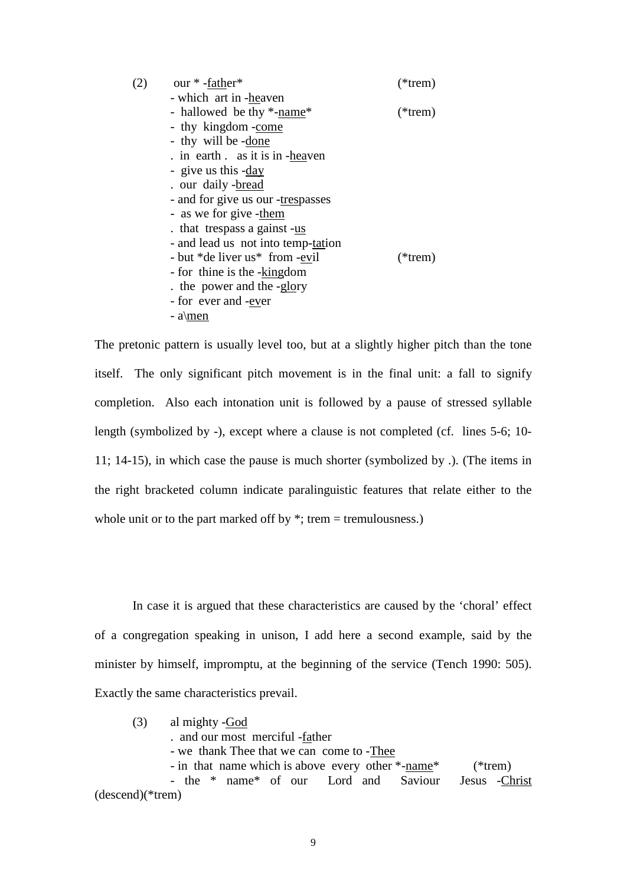(2) our * -<u>fath</u>er* (*trem)
- which art in -<u>he</u>aven
- hallowed be thy *-<u>name</u>* (*trem)
- thy kingdom -<u>come</u>
- thy will be -<u>done</u>
. in earth . as it is in -<u>hea</u>ven
- give us this -<u>day</u>
. our daily -<u>bread</u>
- and for give us our -<u>tres</u>passes
- as we for give -<u>them</u>
. that trespass a gainst -<u>us</u>
- and lead us not into temp-<u>tat</u>ion
- but *de liver us* from -<u>ev</u>il (*trem)
- for thine is the -<u>king</u>dom
. the power and the -<u>glo</u>ry
- for ever and -<u>ev</u>er
- a\<u>men</u>

The pretonic pattern is usually level too, but at a slightly higher pitch than the tone itself. The only significant pitch movement is in the final unit: a fall to signify completion. Also each intonation unit is followed by a pause of stressed syllable length (symbolized by -), except where a clause is not completed (cf. lines 5-6; 10-11; 14-15), in which case the pause is much shorter (symbolized by .). (The items in the right bracketed column indicate paralinguistic features that relate either to the whole unit or to the part marked off by *; trem = tremulousness.)

In case it is argued that these characteristics are caused by the 'choral' effect of a congregation speaking in unison, I add here a second example, said by the minister by himself, impromptu, at the beginning of the service (Tench 1990: 505). Exactly the same characteristics prevail.

(3) al mighty -<u>God</u>
. and our most merciful -<u>fa</u>ther
- we thank Thee that we can come to -<u>Thee</u>
- in that name which is above every other *-<u>name</u>* (*trem)
- the * name* of our Lord and Saviour Jesus -<u>Christ</u> (descend)(*trem)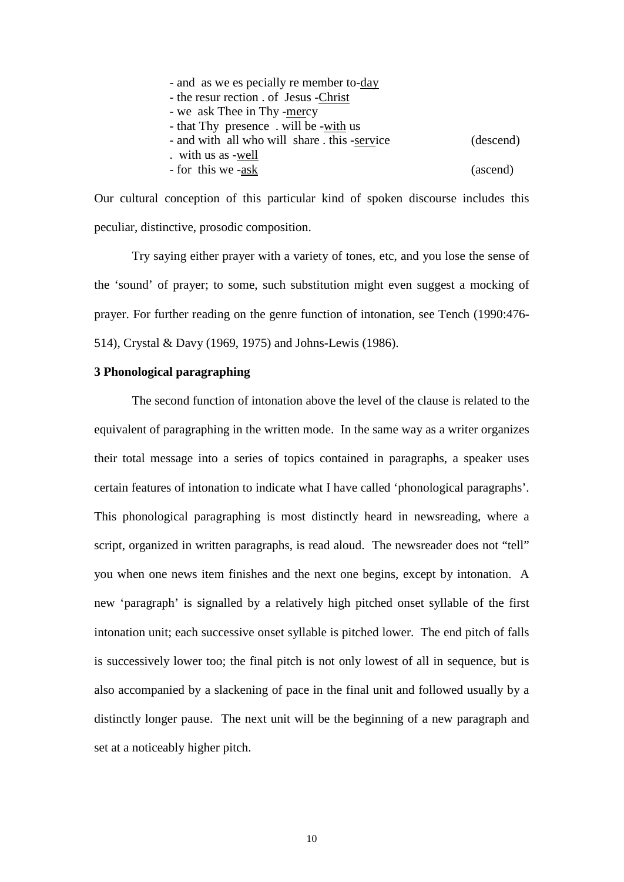- and as we es pecially re member to-<u>day</u>
- the resur rection . of Jesus -<u>Christ</u>
- we ask Thee in Thy -<u>mer</u>cy
- that Thy presence . will be -<u>with</u> us
- and with all who will share . this -<u>serv</u>ice (descend)
. with us as -<u>well</u>
- for this we -<u>ask</u> (ascend)

Our cultural conception of this particular kind of spoken discourse includes this peculiar, distinctive, prosodic composition.

Try saying either prayer with a variety of tones, etc, and you lose the sense of the 'sound' of prayer; to some, such substitution might even suggest a mocking of prayer. For further reading on the genre function of intonation, see Tench (1990:476-514), Crystal & Davy (1969, 1975) and Johns-Lewis (1986).

**3 Phonological paragraphing**

The second function of intonation above the level of the clause is related to the equivalent of paragraphing in the written mode. In the same way as a writer organizes their total message into a series of topics contained in paragraphs, a speaker uses certain features of intonation to indicate what I have called 'phonological paragraphs'. This phonological paragraphing is most distinctly heard in newsreading, where a script, organized in written paragraphs, is read aloud. The newsreader does not "tell" you when one news item finishes and the next one begins, except by intonation. A new 'paragraph' is signalled by a relatively high pitched onset syllable of the first intonation unit; each successive onset syllable is pitched lower. The end pitch of falls is successively lower too; the final pitch is not only lowest of all in sequence, but is also accompanied by a slackening of pace in the final unit and followed usually by a distinctly longer pause. The next unit will be the beginning of a new paragraph and set at a noticeably higher pitch.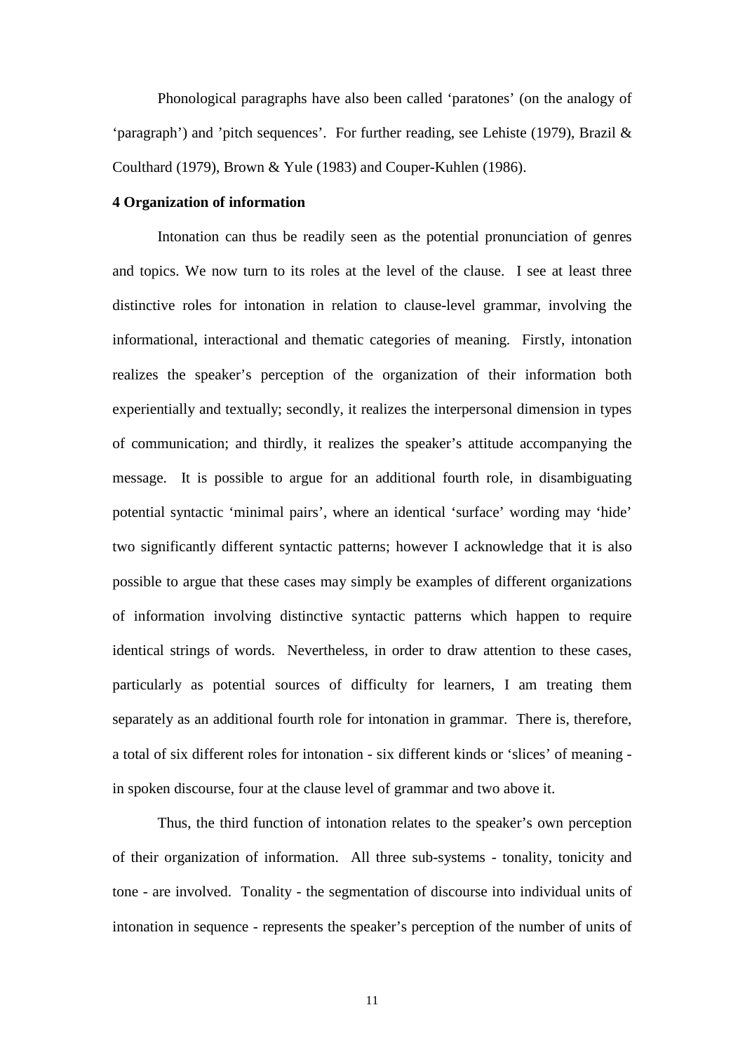Phonological paragraphs have also been called ‘paratones’ (on the analogy of ‘paragraph’) and ’pitch sequences’. For further reading, see Lehiste (1979), Brazil & Coulthard (1979), Brown & Yule (1983) and Couper-Kuhlen (1986).

**4 Organization of information**

Intonation can thus be readily seen as the potential pronunciation of genres and topics. We now turn to its roles at the level of the clause. I see at least three distinctive roles for intonation in relation to clause-level grammar, involving the informational, interactional and thematic categories of meaning. Firstly, intonation realizes the speaker’s perception of the organization of their information both experientially and textually; secondly, it realizes the interpersonal dimension in types of communication; and thirdly, it realizes the speaker’s attitude accompanying the message. It is possible to argue for an additional fourth role, in disambiguating potential syntactic ‘minimal pairs’, where an identical ‘surface’ wording may ‘hide’ two significantly different syntactic patterns; however I acknowledge that it is also possible to argue that these cases may simply be examples of different organizations of information involving distinctive syntactic patterns which happen to require identical strings of words. Nevertheless, in order to draw attention to these cases, particularly as potential sources of difficulty for learners, I am treating them separately as an additional fourth role for intonation in grammar. There is, therefore, a total of six different roles for intonation - six different kinds or ‘slices’ of meaning - in spoken discourse, four at the clause level of grammar and two above it.

Thus, the third function of intonation relates to the speaker’s own perception of their organization of information. All three sub-systems - tonality, tonicity and tone - are involved. Tonality - the segmentation of discourse into individual units of intonation in sequence - represents the speaker’s perception of the number of units of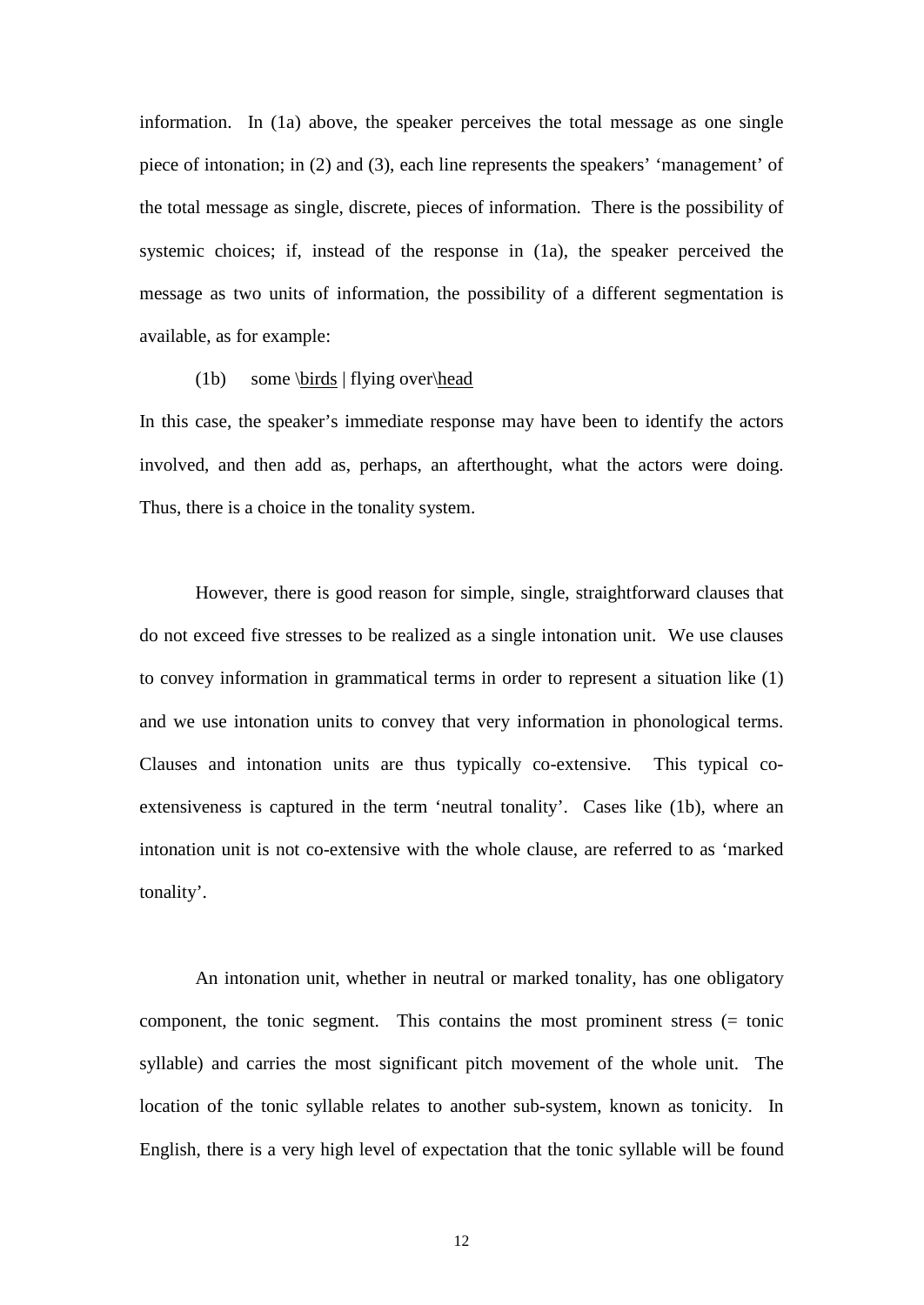information. In (1a) above, the speaker perceives the total message as one single piece of intonation; in (2) and (3), each line represents the speakers' 'management' of the total message as single, discrete, pieces of information. There is the possibility of systemic choices; if, instead of the response in (1a), the speaker perceived the message as two units of information, the possibility of a different segmentation is available, as for example:

(1b) some \<u>birds</u> | flying over\<u>head</u>

In this case, the speaker's immediate response may have been to identify the actors involved, and then add as, perhaps, an afterthought, what the actors were doing. Thus, there is a choice in the tonality system.

However, there is good reason for simple, single, straightforward clauses that do not exceed five stresses to be realized as a single intonation unit. We use clauses to convey information in grammatical terms in order to represent a situation like (1) and we use intonation units to convey that very information in phonological terms. Clauses and intonation units are thus typically co-extensive. This typical co-extensiveness is captured in the term 'neutral tonality'. Cases like (1b), where an intonation unit is not co-extensive with the whole clause, are referred to as 'marked tonality'.

An intonation unit, whether in neutral or marked tonality, has one obligatory component, the tonic segment. This contains the most prominent stress (= tonic syllable) and carries the most significant pitch movement of the whole unit. The location of the tonic syllable relates to another sub-system, known as tonicity. In English, there is a very high level of expectation that the tonic syllable will be found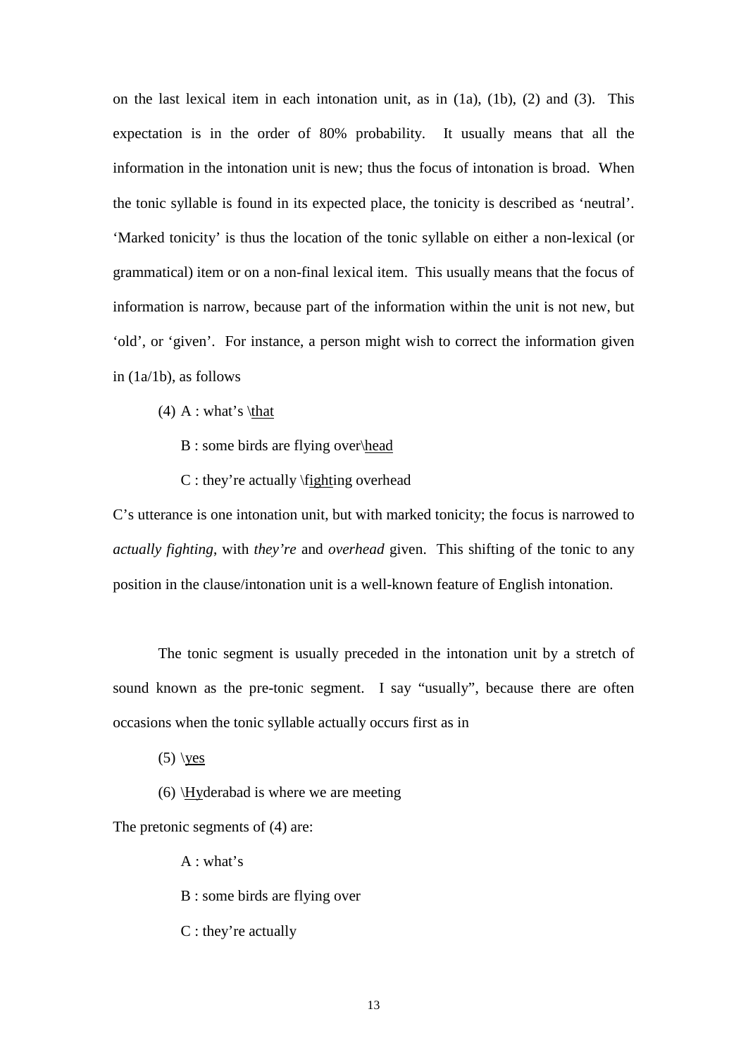on the last lexical item in each intonation unit, as in (1a), (1b), (2) and (3). This expectation is in the order of 80% probability. It usually means that all the information in the intonation unit is new; thus the focus of intonation is broad. When the tonic syllable is found in its expected place, the tonicity is described as 'neutral'. 'Marked tonicity' is thus the location of the tonic syllable on either a non-lexical (or grammatical) item or on a non-final lexical item. This usually means that the focus of information is narrow, because part of the information within the unit is not new, but 'old', or 'given'. For instance, a person might wish to correct the information given in (1a/1b), as follows

(4) A : what's \<u>that</u>

B : some birds are flying over\<u>head</u>

C : they're actually \f<u>ight</u>ing overhead

C's utterance is one intonation unit, but with marked tonicity; the focus is narrowed to *actually fighting*, with *they're* and *overhead* given. This shifting of the tonic to any position in the clause/intonation unit is a well-known feature of English intonation.

The tonic segment is usually preceded in the intonation unit by a stretch of sound known as the pre-tonic segment. I say "usually", because there are often occasions when the tonic syllable actually occurs first as in

(5) \<u>yes</u>

(6) \<u>Hy</u>derabad is where we are meeting

The pretonic segments of (4) are:

A : what's

B : some birds are flying over

C : they're actually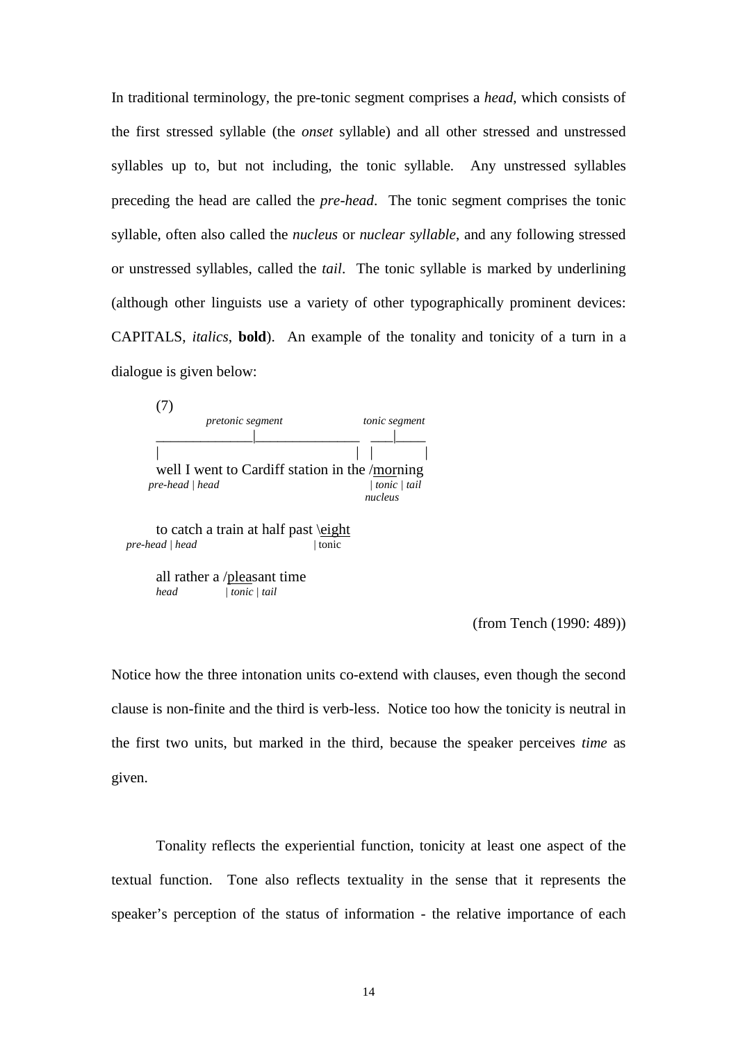In traditional terminology, the pre-tonic segment comprises a *head*, which consists of the first stressed syllable (the *onset* syllable) and all other stressed and unstressed syllables up to, but not including, the tonic syllable. Any unstressed syllables preceding the head are called the *pre-head*. The tonic segment comprises the tonic syllable, often also called the *nucleus* or *nuclear syllable*, and any following stressed or unstressed syllables, called the *tail*. The tonic syllable is marked by underlining (although other linguists use a variety of other typographically prominent devices: CAPITALS, *italics*, **bold**). An example of the tonality and tonicity of a turn in a dialogue is given below:

```
(7)
          pretonic segment                    tonic segment
_______________|________________    ____|_____
|                               |   |         |
well I went to Cardiff station in the /morning
pre-head | head                       | tonic | tail
                                       nucleus

to catch a train at half past \eight
pre-head | head               | tonic

all rather a /pleasant time
head         | tonic | tail
```

(from Tench (1990: 489))

Notice how the three intonation units co-extend with clauses, even though the second clause is non-finite and the third is verb-less. Notice too how the tonicity is neutral in the first two units, but marked in the third, because the speaker perceives *time* as given.

Tonality reflects the experiential function, tonicity at least one aspect of the textual function. Tone also reflects textuality in the sense that it represents the speaker's perception of the status of information - the relative importance of each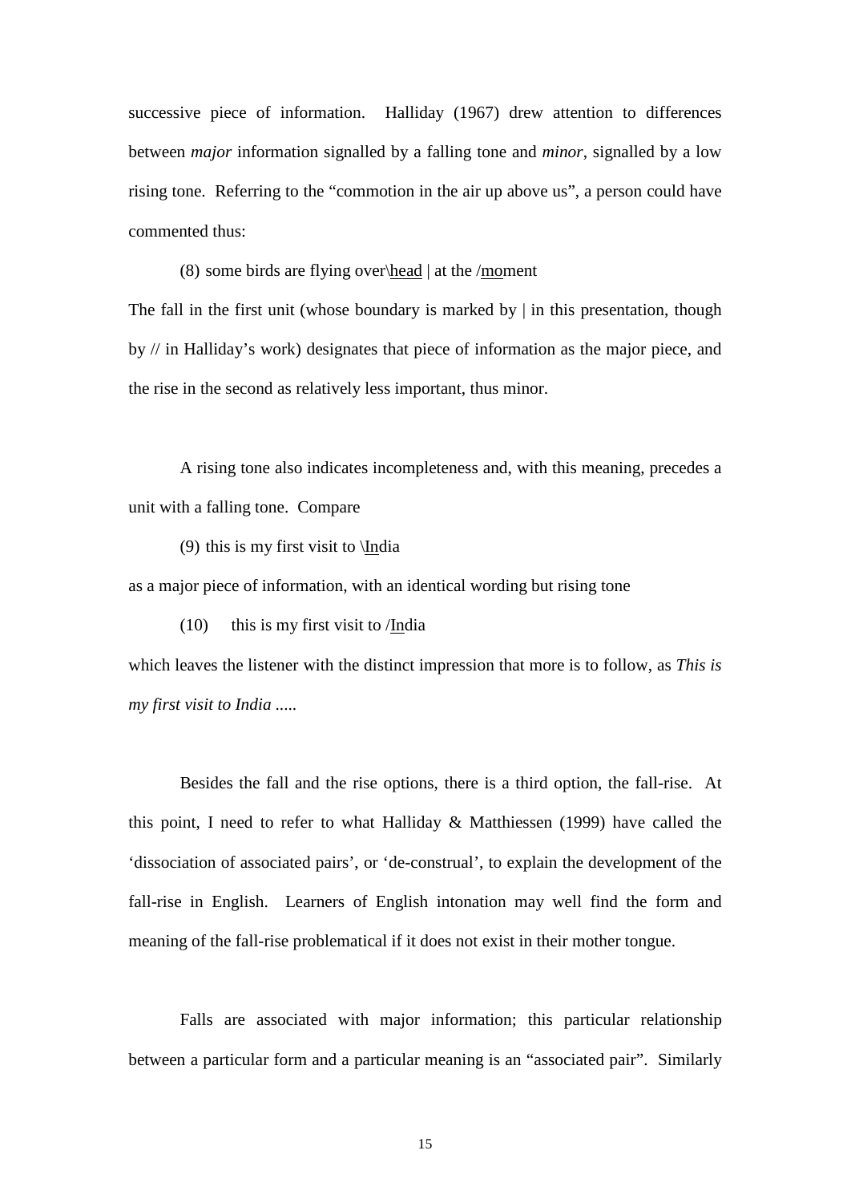successive piece of information. Halliday (1967) drew attention to differences between *major* information signalled by a falling tone and *minor*, signalled by a low rising tone. Referring to the "commotion in the air up above us", a person could have commented thus:

(8) some birds are flying over\<u>head</u> | at the /<u>mo</u>ment

The fall in the first unit (whose boundary is marked by | in this presentation, though by // in Halliday's work) designates that piece of information as the major piece, and the rise in the second as relatively less important, thus minor.

A rising tone also indicates incompleteness and, with this meaning, precedes a unit with a falling tone. Compare

(9) this is my first visit to \<u>In</u>dia

as a major piece of information, with an identical wording but rising tone

(10) this is my first visit to /<u>In</u>dia

which leaves the listener with the distinct impression that more is to follow, as *This is my first visit to India .....*

Besides the fall and the rise options, there is a third option, the fall-rise. At this point, I need to refer to what Halliday & Matthiessen (1999) have called the 'dissociation of associated pairs', or 'de-construal', to explain the development of the fall-rise in English. Learners of English intonation may well find the form and meaning of the fall-rise problematical if it does not exist in their mother tongue.

Falls are associated with major information; this particular relationship between a particular form and a particular meaning is an "associated pair". Similarly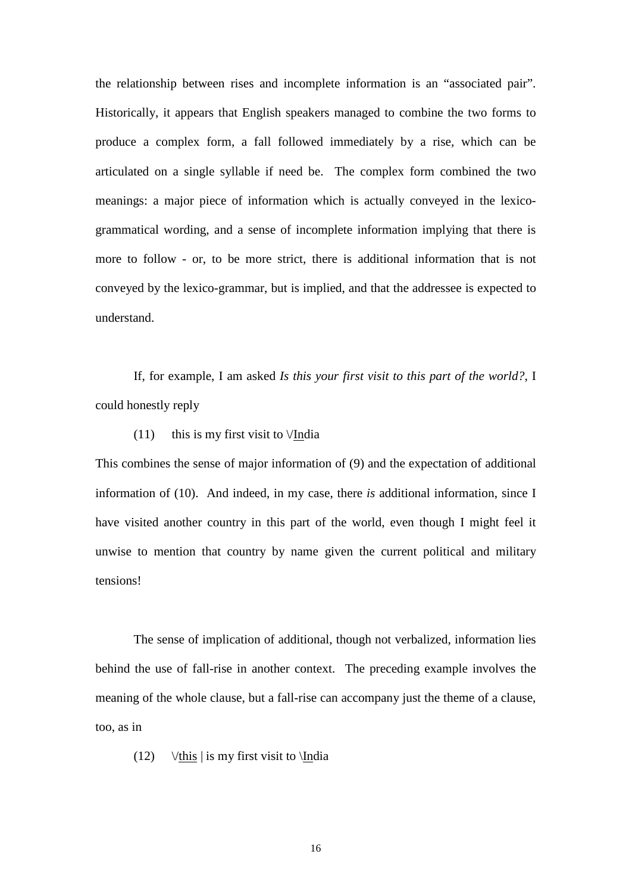the relationship between rises and incomplete information is an "associated pair". Historically, it appears that English speakers managed to combine the two forms to produce a complex form, a fall followed immediately by a rise, which can be articulated on a single syllable if need be. The complex form combined the two meanings: a major piece of information which is actually conveyed in the lexico-grammatical wording, and a sense of incomplete information implying that there is more to follow - or, to be more strict, there is additional information that is not conveyed by the lexico-grammar, but is implied, and that the addressee is expected to understand.

If, for example, I am asked *Is this your first visit to this part of the world?*, I could honestly reply

(11) this is my first visit to \/<u>In</u>dia

This combines the sense of major information of (9) and the expectation of additional information of (10). And indeed, in my case, there *is* additional information, since I have visited another country in this part of the world, even though I might feel it unwise to mention that country by name given the current political and military tensions!

The sense of implication of additional, though not verbalized, information lies behind the use of fall-rise in another context. The preceding example involves the meaning of the whole clause, but a fall-rise can accompany just the theme of a clause, too, as in

(12) \/<u>this</u> | is my first visit to \\<u>In</u>dia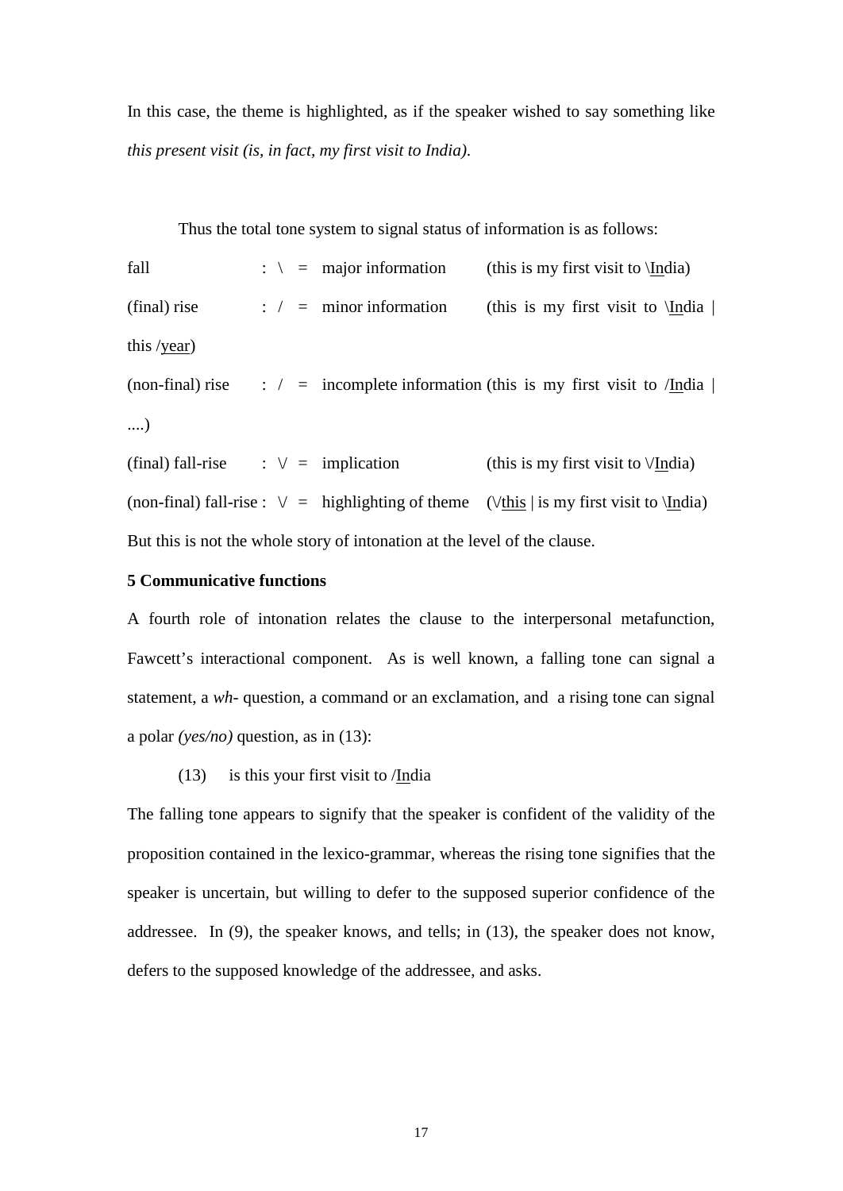In this case, the theme is highlighted, as if the speaker wished to say something like *this present visit (is, in fact, my first visit to India).*

Thus the total tone system to signal status of information is as follows:

fall : \ = major information (this is my first visit to \<u>In</u>dia)

(final) rise : / = minor information (this is my first visit to \<u>In</u>dia | this /<u>year</u>)

(non-final) rise : / = incomplete information (this is my first visit to /<u>In</u>dia | ....)

(final) fall-rise : \/ = implication (this is my first visit to \/<u>In</u>dia)

(non-final) fall-rise : \/ = highlighting of theme (\/<u>this</u> | is my first visit to \<u>In</u>dia)

But this is not the whole story of intonation at the level of the clause.

**5 Communicative functions**

A fourth role of intonation relates the clause to the interpersonal metafunction, Fawcett's interactional component. As is well known, a falling tone can signal a statement, a *wh*- question, a command or an exclamation, and a rising tone can signal a polar *(yes/no)* question, as in (13):

(13) is this your first visit to /<u>In</u>dia

The falling tone appears to signify that the speaker is confident of the validity of the proposition contained in the lexico-grammar, whereas the rising tone signifies that the speaker is uncertain, but willing to defer to the supposed superior confidence of the addressee. In (9), the speaker knows, and tells; in (13), the speaker does not know, defers to the supposed knowledge of the addressee, and asks.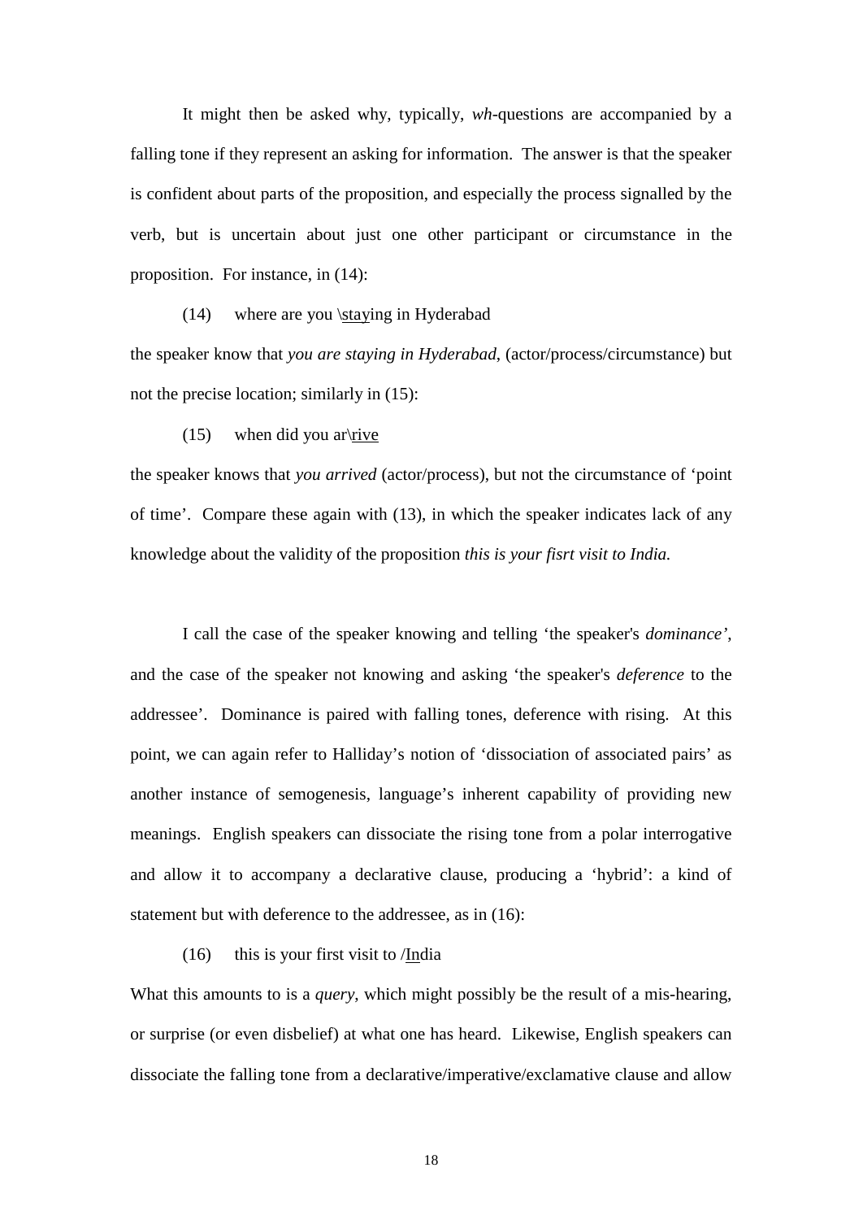It might then be asked why, typically, *wh*-questions are accompanied by a falling tone if they represent an asking for information. The answer is that the speaker is confident about parts of the proposition, and especially the process signalled by the verb, but is uncertain about just one other participant or circumstance in the proposition. For instance, in (14):

(14) where are you \<u>stay</u>ing in Hyderabad

the speaker know that *you are staying in Hyderabad*, (actor/process/circumstance) but not the precise location; similarly in (15):

(15) when did you ar\<u>rive</u>

the speaker knows that *you arrived* (actor/process), but not the circumstance of 'point of time'. Compare these again with (13), in which the speaker indicates lack of any knowledge about the validity of the proposition *this is your fisrt visit to India.*

I call the case of the speaker knowing and telling 'the speaker's *dominance'*, and the case of the speaker not knowing and asking 'the speaker's *deference* to the addressee'. Dominance is paired with falling tones, deference with rising. At this point, we can again refer to Halliday's notion of 'dissociation of associated pairs' as another instance of semogenesis, language's inherent capability of providing new meanings. English speakers can dissociate the rising tone from a polar interrogative and allow it to accompany a declarative clause, producing a 'hybrid': a kind of statement but with deference to the addressee, as in (16):

(16) this is your first visit to /<u>In</u>dia

What this amounts to is a *query*, which might possibly be the result of a mis-hearing, or surprise (or even disbelief) at what one has heard. Likewise, English speakers can dissociate the falling tone from a declarative/imperative/exclamative clause and allow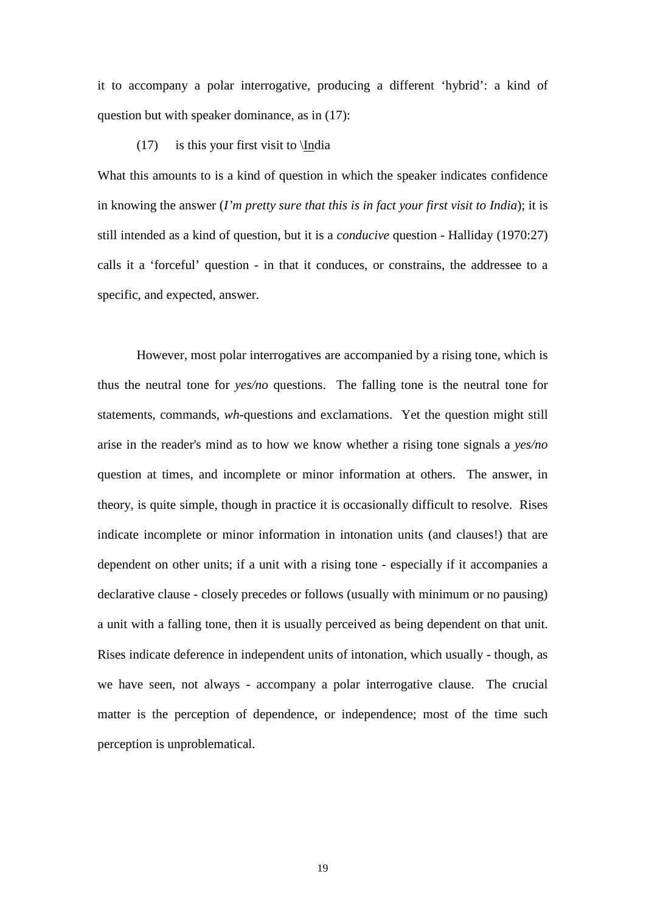it to accompany a polar interrogative, producing a different 'hybrid': a kind of question but with speaker dominance, as in (17):

(17) is this your first visit to \<u>In</u>dia

What this amounts to is a kind of question in which the speaker indicates confidence in knowing the answer (*I'm pretty sure that this is in fact your first visit to India*); it is still intended as a kind of question, but it is a *conducive* question - Halliday (1970:27) calls it a 'forceful' question - in that it conduces, or constrains, the addressee to a specific, and expected, answer.

However, most polar interrogatives are accompanied by a rising tone, which is thus the neutral tone for *yes/no* questions. The falling tone is the neutral tone for statements, commands, *wh*-questions and exclamations. Yet the question might still arise in the reader's mind as to how we know whether a rising tone signals a *yes/no* question at times, and incomplete or minor information at others. The answer, in theory, is quite simple, though in practice it is occasionally difficult to resolve. Rises indicate incomplete or minor information in intonation units (and clauses!) that are dependent on other units; if a unit with a rising tone - especially if it accompanies a declarative clause - closely precedes or follows (usually with minimum or no pausing) a unit with a falling tone, then it is usually perceived as being dependent on that unit. Rises indicate deference in independent units of intonation, which usually - though, as we have seen, not always - accompany a polar interrogative clause. The crucial matter is the perception of dependence, or independence; most of the time such perception is unproblematical.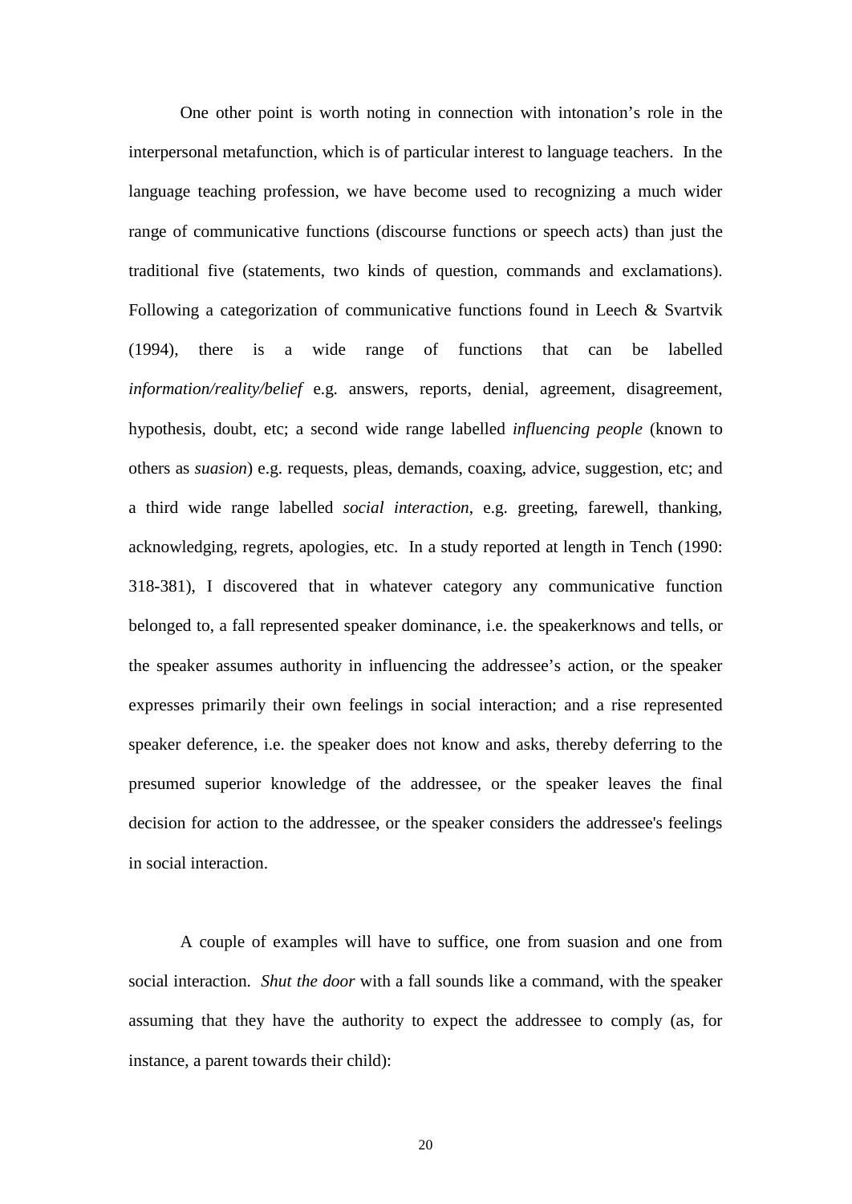One other point is worth noting in connection with intonation's role in the interpersonal metafunction, which is of particular interest to language teachers. In the language teaching profession, we have become used to recognizing a much wider range of communicative functions (discourse functions or speech acts) than just the traditional five (statements, two kinds of question, commands and exclamations). Following a categorization of communicative functions found in Leech & Svartvik (1994), there is a wide range of functions that can be labelled *information/reality/belief* e.g. answers, reports, denial, agreement, disagreement, hypothesis, doubt, etc; a second wide range labelled *influencing people* (known to others as *suasion*) e.g. requests, pleas, demands, coaxing, advice, suggestion, etc; and a third wide range labelled *social interaction*, e.g. greeting, farewell, thanking, acknowledging, regrets, apologies, etc. In a study reported at length in Tench (1990: 318-381), I discovered that in whatever category any communicative function belonged to, a fall represented speaker dominance, i.e. the speakerknows and tells, or the speaker assumes authority in influencing the addressee's action, or the speaker expresses primarily their own feelings in social interaction; and a rise represented speaker deference, i.e. the speaker does not know and asks, thereby deferring to the presumed superior knowledge of the addressee, or the speaker leaves the final decision for action to the addressee, or the speaker considers the addressee's feelings in social interaction.

A couple of examples will have to suffice, one from suasion and one from social interaction. *Shut the door* with a fall sounds like a command, with the speaker assuming that they have the authority to expect the addressee to comply (as, for instance, a parent towards their child):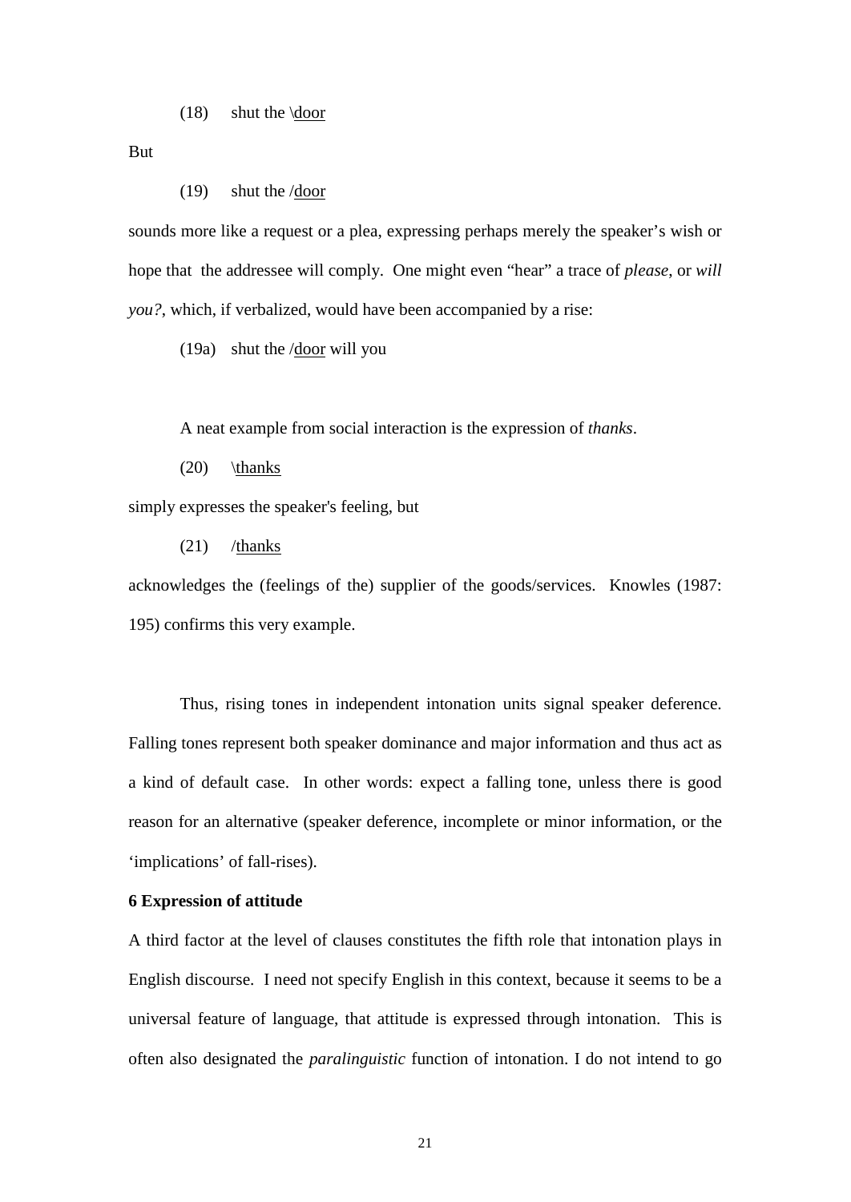(18) shut the \<u>door</u>

But

(19) shut the /<u>door</u>

sounds more like a request or a plea, expressing perhaps merely the speaker's wish or hope that the addressee will comply. One might even "hear" a trace of *please*, or *will you?*, which, if verbalized, would have been accompanied by a rise:

(19a) shut the /<u>door</u> will you

A neat example from social interaction is the expression of *thanks*.

(20) \<u>thanks</u>

simply expresses the speaker's feeling, but

(21) /<u>thanks</u>

acknowledges the (feelings of the) supplier of the goods/services. Knowles (1987: 195) confirms this very example.

Thus, rising tones in independent intonation units signal speaker deference. Falling tones represent both speaker dominance and major information and thus act as a kind of default case. In other words: expect a falling tone, unless there is good reason for an alternative (speaker deference, incomplete or minor information, or the 'implications' of fall-rises).

**6 Expression of attitude**

A third factor at the level of clauses constitutes the fifth role that intonation plays in English discourse. I need not specify English in this context, because it seems to be a universal feature of language, that attitude is expressed through intonation. This is often also designated the *paralinguistic* function of intonation. I do not intend to go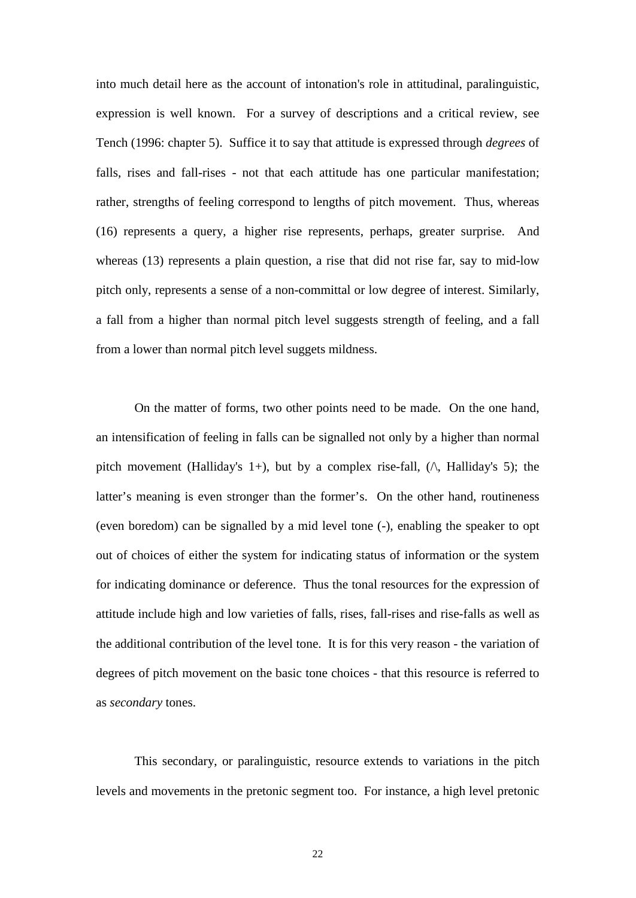into much detail here as the account of intonation's role in attitudinal, paralinguistic, expression is well known. For a survey of descriptions and a critical review, see Tench (1996: chapter 5). Suffice it to say that attitude is expressed through *degrees* of falls, rises and fall-rises - not that each attitude has one particular manifestation; rather, strengths of feeling correspond to lengths of pitch movement. Thus, whereas (16) represents a query, a higher rise represents, perhaps, greater surprise. And whereas (13) represents a plain question, a rise that did not rise far, say to mid-low pitch only, represents a sense of a non-committal or low degree of interest. Similarly, a fall from a higher than normal pitch level suggests strength of feeling, and a fall from a lower than normal pitch level suggets mildness.

On the matter of forms, two other points need to be made. On the one hand, an intensification of feeling in falls can be signalled not only by a higher than normal pitch movement (Halliday's 1+), but by a complex rise-fall, (/\, Halliday's 5); the latter's meaning is even stronger than the former's. On the other hand, routineness (even boredom) can be signalled by a mid level tone (-), enabling the speaker to opt out of choices of either the system for indicating status of information or the system for indicating dominance or deference. Thus the tonal resources for the expression of attitude include high and low varieties of falls, rises, fall-rises and rise-falls as well as the additional contribution of the level tone. It is for this very reason - the variation of degrees of pitch movement on the basic tone choices - that this resource is referred to as *secondary* tones.

This secondary, or paralinguistic, resource extends to variations in the pitch levels and movements in the pretonic segment too. For instance, a high level pretonic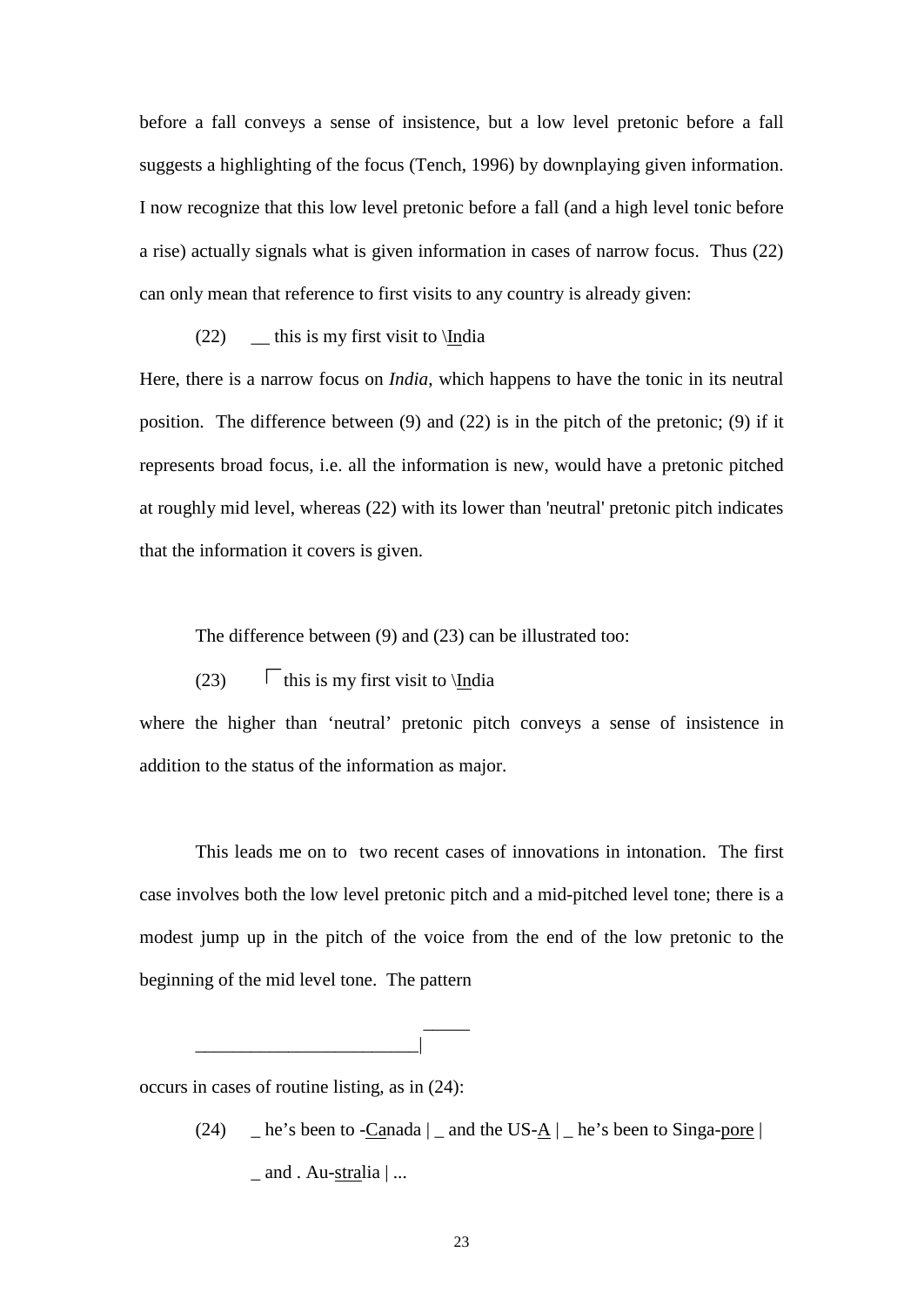before a fall conveys a sense of insistence, but a low level pretonic before a fall suggests a highlighting of the focus (Tench, 1996) by downplaying given information. I now recognize that this low level pretonic before a fall (and a high level tonic before a rise) actually signals what is given information in cases of narrow focus. Thus (22) can only mean that reference to first visits to any country is already given:

(22) __ this is my first visit to \<u>In</u>dia

Here, there is a narrow focus on *India*, which happens to have the tonic in its neutral position. The difference between (9) and (22) is in the pitch of the pretonic; (9) if it represents broad focus, i.e. all the information is new, would have a pretonic pitched at roughly mid level, whereas (22) with its lower than 'neutral' pretonic pitch indicates that the information it covers is given.

The difference between (9) and (23) can be illustrated too:

(23) ⌈ this is my first visit to \<u>In</u>dia

where the higher than 'neutral' pretonic pitch conveys a sense of insistence in addition to the status of the information as major.

This leads me on to two recent cases of innovations in intonation. The first case involves both the low level pretonic pitch and a mid-pitched level tone; there is a modest jump up in the pitch of the voice from the end of the low pretonic to the beginning of the mid level tone. The pattern

```
                         _____
________________________|
```

occurs in cases of routine listing, as in (24):

(24) _ he's been to -<u>Ca</u>nada | _ and the US-<u>A</u> | _ he's been to Singa-<u>pore</u> | _ and . Au-<u>stra</u>lia | ...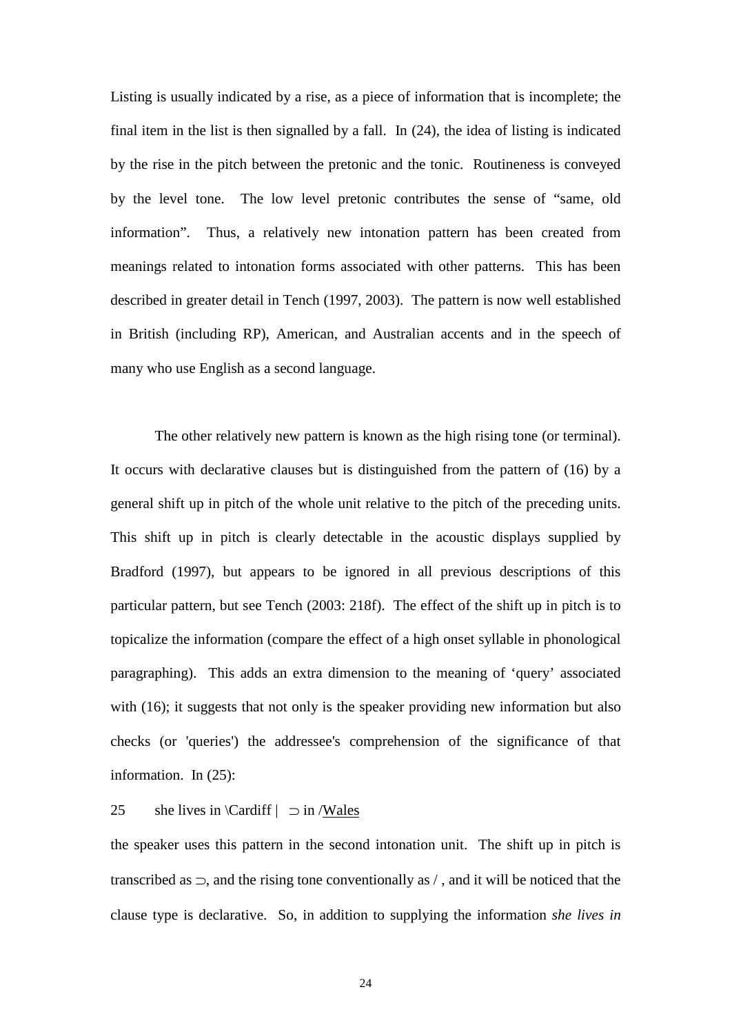Listing is usually indicated by a rise, as a piece of information that is incomplete; the final item in the list is then signalled by a fall. In (24), the idea of listing is indicated by the rise in the pitch between the pretonic and the tonic. Routineness is conveyed by the level tone. The low level pretonic contributes the sense of "same, old information". Thus, a relatively new intonation pattern has been created from meanings related to intonation forms associated with other patterns. This has been described in greater detail in Tench (1997, 2003). The pattern is now well established in British (including RP), American, and Australian accents and in the speech of many who use English as a second language.

The other relatively new pattern is known as the high rising tone (or terminal). It occurs with declarative clauses but is distinguished from the pattern of (16) by a general shift up in pitch of the whole unit relative to the pitch of the preceding units. This shift up in pitch is clearly detectable in the acoustic displays supplied by Bradford (1997), but appears to be ignored in all previous descriptions of this particular pattern, but see Tench (2003: 218f). The effect of the shift up in pitch is to topicalize the information (compare the effect of a high onset syllable in phonological paragraphing). This adds an extra dimension to the meaning of 'query' associated with (16); it suggests that not only is the speaker providing new information but also checks (or 'queries') the addressee's comprehension of the significance of that information. In (25):

25 she lives in \Cardiff | ⊃ in /<u>Wales</u>

the speaker uses this pattern in the second intonation unit. The shift up in pitch is transcribed as ⊃, and the rising tone conventionally as / , and it will be noticed that the clause type is declarative. So, in addition to supplying the information *she lives in*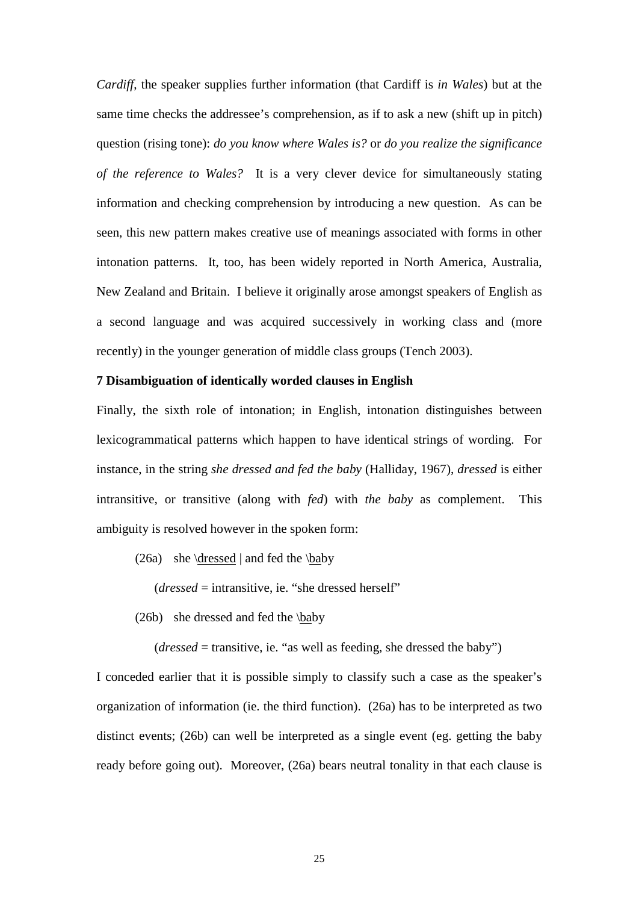*Cardiff*, the speaker supplies further information (that Cardiff is *in Wales*) but at the same time checks the addressee's comprehension, as if to ask a new (shift up in pitch) question (rising tone): *do you know where Wales is?* or *do you realize the significance of the reference to Wales?* It is a very clever device for simultaneously stating information and checking comprehension by introducing a new question. As can be seen, this new pattern makes creative use of meanings associated with forms in other intonation patterns. It, too, has been widely reported in North America, Australia, New Zealand and Britain. I believe it originally arose amongst speakers of English as a second language and was acquired successively in working class and (more recently) in the younger generation of middle class groups (Tench 2003).

**7 Disambiguation of identically worded clauses in English**

Finally, the sixth role of intonation; in English, intonation distinguishes between lexicogrammatical patterns which happen to have identical strings of wording. For instance, in the string *she dressed and fed the baby* (Halliday, 1967), *dressed* is either intransitive, or transitive (along with *fed*) with *the baby* as complement. This ambiguity is resolved however in the spoken form:

(26a) she \<u>dressed</u> | and fed the \<u>ba</u>by

(*dressed* = intransitive, ie. "she dressed herself"

(26b) she dressed and fed the \<u>ba</u>by

(*dressed* = transitive, ie. "as well as feeding, she dressed the baby")

I conceded earlier that it is possible simply to classify such a case as the speaker's organization of information (ie. the third function). (26a) has to be interpreted as two distinct events; (26b) can well be interpreted as a single event (eg. getting the baby ready before going out). Moreover, (26a) bears neutral tonality in that each clause is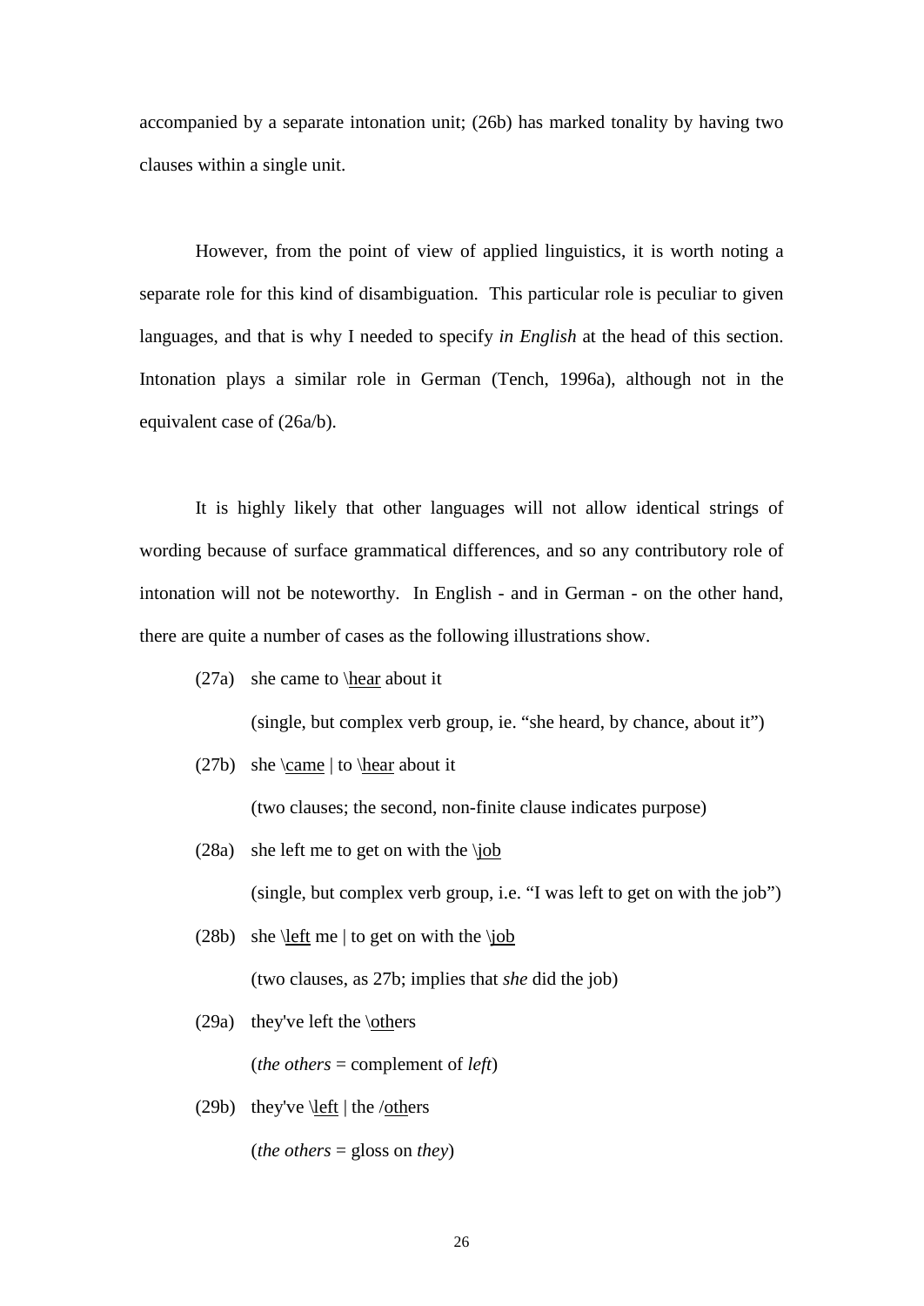accompanied by a separate intonation unit; (26b) has marked tonality by having two clauses within a single unit.

However, from the point of view of applied linguistics, it is worth noting a separate role for this kind of disambiguation. This particular role is peculiar to given languages, and that is why I needed to specify *in English* at the head of this section. Intonation plays a similar role in German (Tench, 1996a), although not in the equivalent case of (26a/b).

It is highly likely that other languages will not allow identical strings of wording because of surface grammatical differences, and so any contributory role of intonation will not be noteworthy. In English - and in German - on the other hand, there are quite a number of cases as the following illustrations show.

(27a) she came to \<u>hear</u> about it

(single, but complex verb group, ie. "she heard, by chance, about it")

(27b) she \<u>came</u> | to \<u>hear</u> about it

(two clauses; the second, non-finite clause indicates purpose)

(28a) she left me to get on with the \<u>job</u>

(single, but complex verb group, i.e. "I was left to get on with the job")

(28b) she \<u>left</u> me | to get on with the \<u>job</u>

(two clauses, as 27b; implies that *she* did the job)

(29a) they've left the \<u>oth</u>ers

(*the others* = complement of *left*)

(29b) they've \<u>left</u> | the /<u>oth</u>ers

(*the others* = gloss on *they*)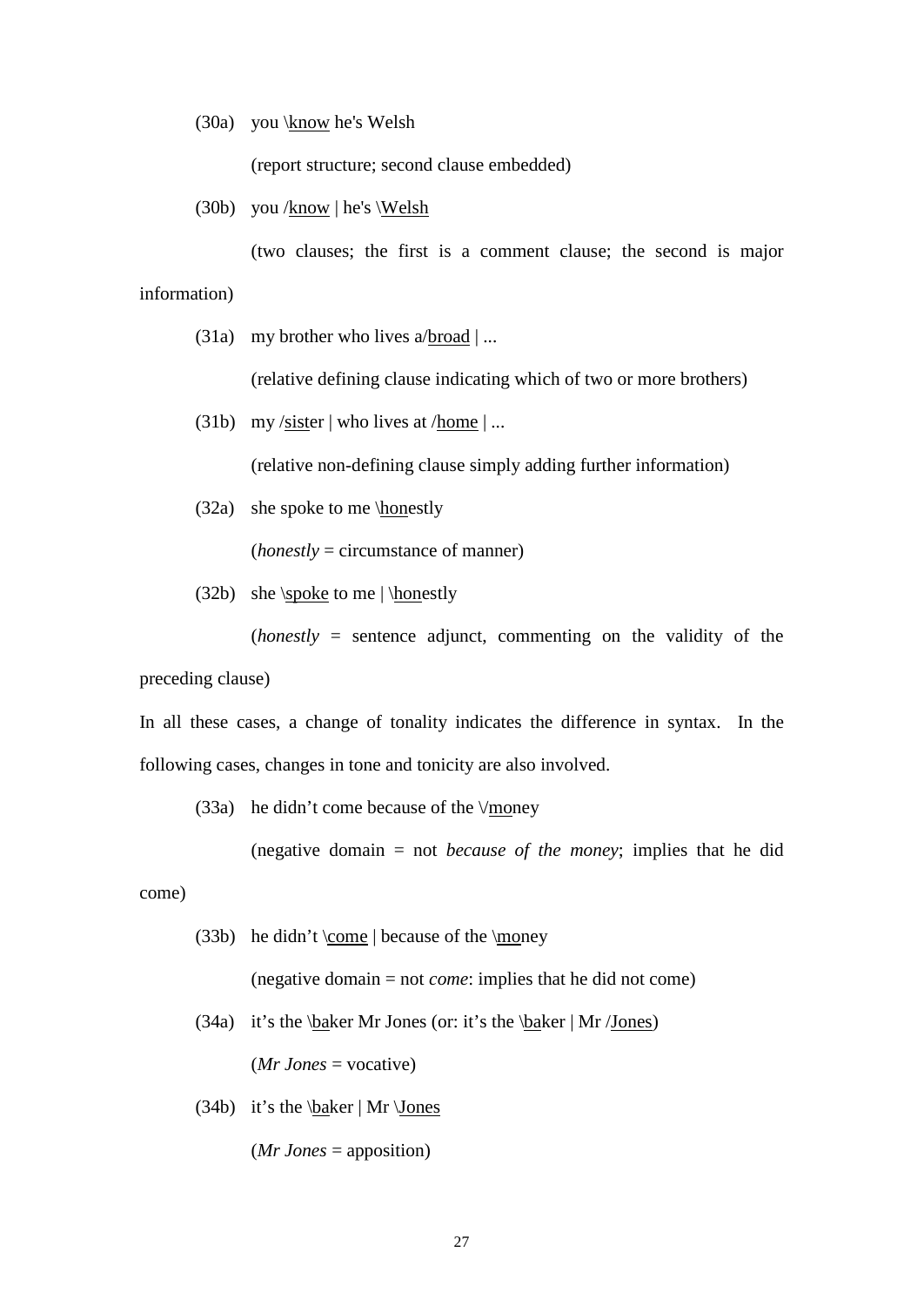(30a) you \know he's Welsh

(report structure; second clause embedded)

(30b) you /know | he's \Welsh

(two clauses; the first is a comment clause; the second is major information)

(31a) my brother who lives a/broad | ...

(relative defining clause indicating which of two or more brothers)

(31b) my /sister | who lives at /home | ...

(relative non-defining clause simply adding further information)

(32a) she spoke to me \honestly

(*honestly* = circumstance of manner)

(32b) she \spoke to me | \honestly

(*honestly* = sentence adjunct, commenting on the validity of the preceding clause)

In all these cases, a change of tonality indicates the difference in syntax. In the following cases, changes in tone and tonicity are also involved.

(33a) he didn't come because of the \/money

(negative domain = not *because of the money*; implies that he did come)

(33b) he didn't \come | because of the \money

(negative domain = not *come*: implies that he did not come)

(34a) it's the \baker Mr Jones (or: it's the \baker | Mr /Jones)

(*Mr Jones* = vocative)

(34b) it's the \baker | Mr \Jones

(*Mr Jones* = apposition)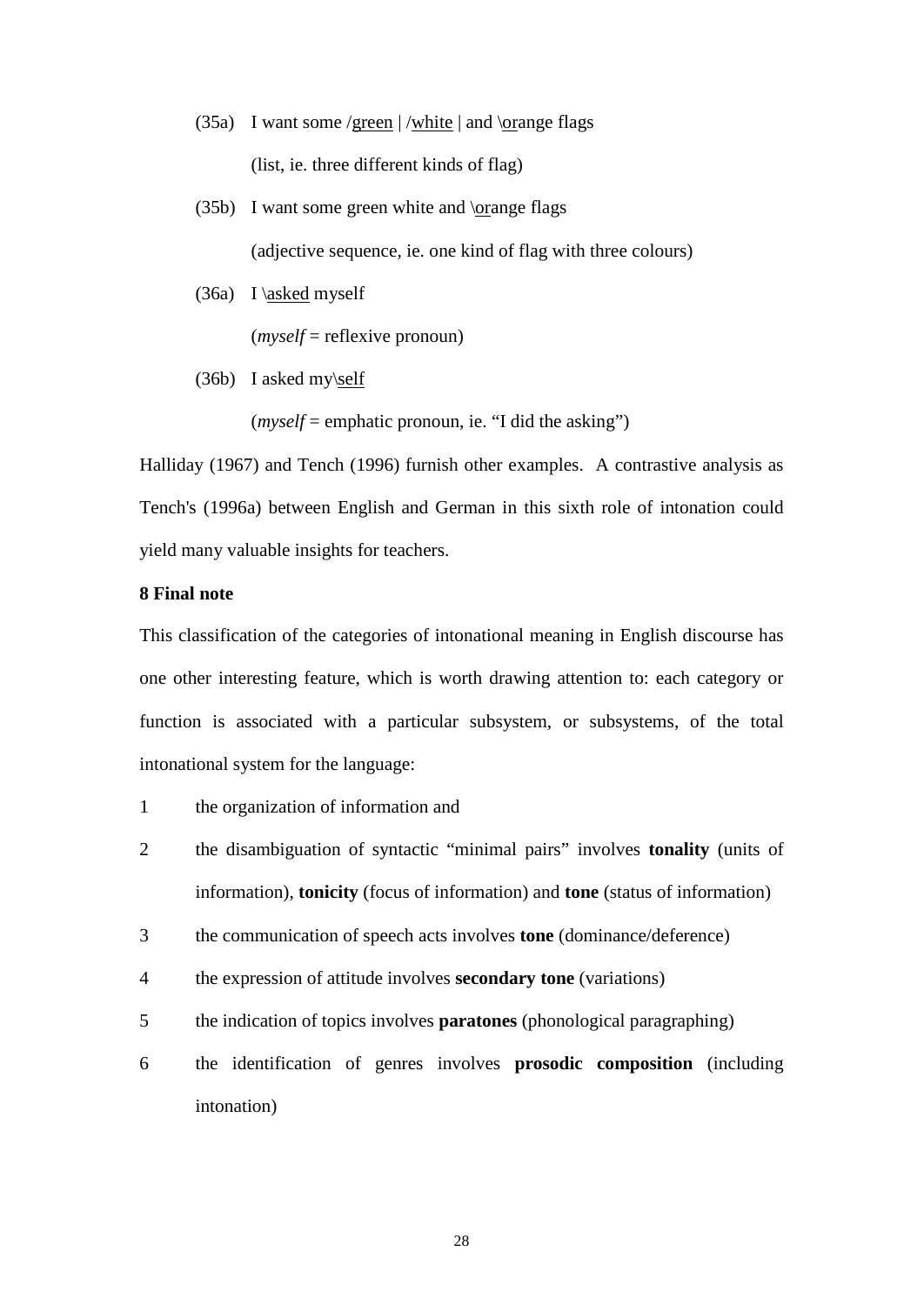(35a) I want some /<u>green</u> | /<u>white</u> | and \<u>or</u>ange flags

(list, ie. three different kinds of flag)

(35b) I want some green white and \<u>or</u>ange flags

(adjective sequence, ie. one kind of flag with three colours)

(36a) I \<u>asked</u> myself

(*myself* = reflexive pronoun)

(36b) I asked my\<u>self</u>

(*myself* = emphatic pronoun, ie. "I did the asking")

Halliday (1967) and Tench (1996) furnish other examples. A contrastive analysis as Tench's (1996a) between English and German in this sixth role of intonation could yield many valuable insights for teachers.

**8 Final note**

This classification of the categories of intonational meaning in English discourse has one other interesting feature, which is worth drawing attention to: each category or function is associated with a particular subsystem, or subsystems, of the total intonational system for the language:

1. the organization of information and
2. the disambiguation of syntactic "minimal pairs" involves **tonality** (units of information), **tonicity** (focus of information) and **tone** (status of information)
3. the communication of speech acts involves **tone** (dominance/deference)
4. the expression of attitude involves **secondary tone** (variations)
5. the indication of topics involves **paratones** (phonological paragraphing)
6. the identification of genres involves **prosodic composition** (including intonation)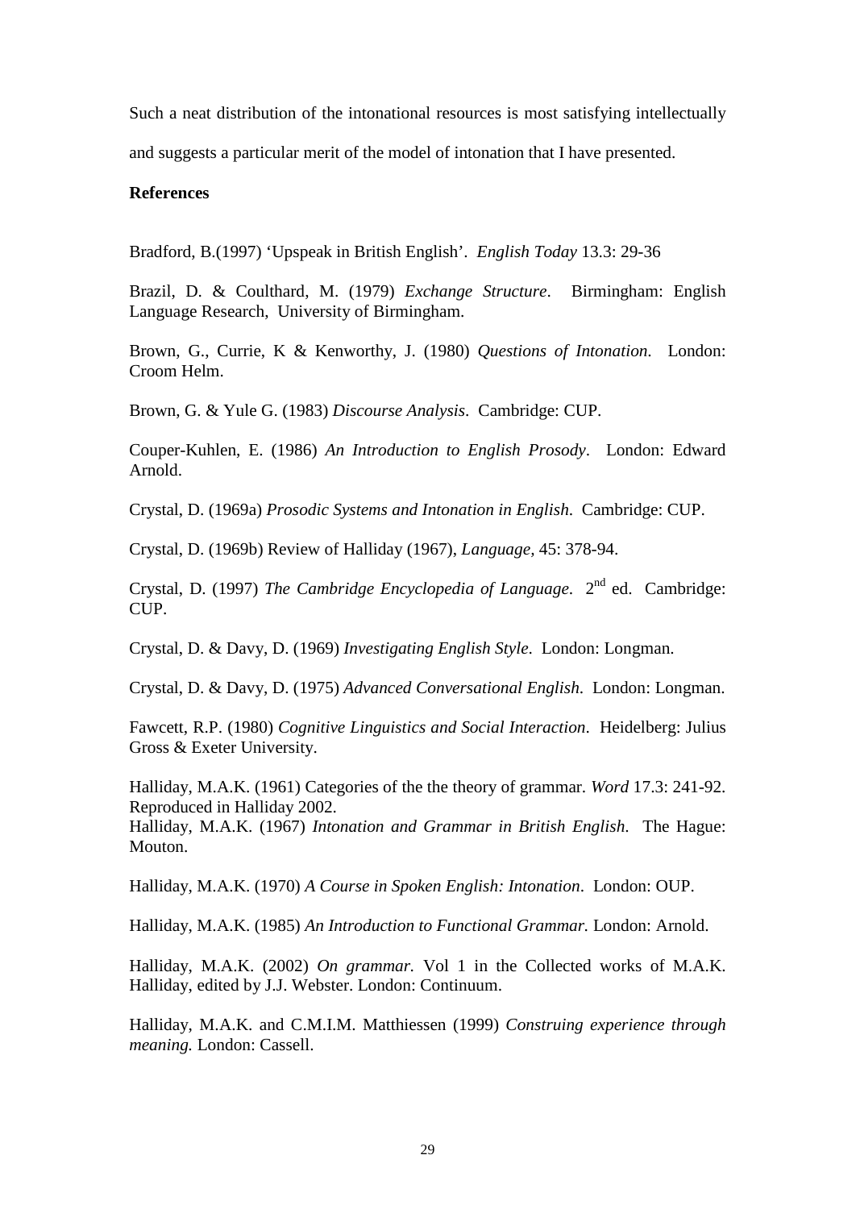Such a neat distribution of the intonational resources is most satisfying intellectually and suggests a particular merit of the model of intonation that I have presented.

**References**

Bradford, B.(1997) 'Upspeak in British English'. *English Today* 13.3: 29-36

Brazil, D. & Coulthard, M. (1979) *Exchange Structure*. Birmingham: English Language Research, University of Birmingham.

Brown, G., Currie, K & Kenworthy, J. (1980) *Questions of Intonation*. London: Croom Helm.

Brown, G. & Yule G. (1983) *Discourse Analysis*. Cambridge: CUP.

Couper-Kuhlen, E. (1986) *An Introduction to English Prosody*. London: Edward Arnold.

Crystal, D. (1969a) *Prosodic Systems and Intonation in English*. Cambridge: CUP.

Crystal, D. (1969b) Review of Halliday (1967), *Language*, 45: 378-94.

Crystal, D. (1997) *The Cambridge Encyclopedia of Language*. 2nd ed. Cambridge: CUP.

Crystal, D. & Davy, D. (1969) *Investigating English Style*. London: Longman.

Crystal, D. & Davy, D. (1975) *Advanced Conversational English*. London: Longman.

Fawcett, R.P. (1980) *Cognitive Linguistics and Social Interaction*. Heidelberg: Julius Gross & Exeter University.

Halliday, M.A.K. (1961) Categories of the the theory of grammar. *Word* 17.3: 241-92. Reproduced in Halliday 2002.

Halliday, M.A.K. (1967) *Intonation and Grammar in British English*. The Hague: Mouton.

Halliday, M.A.K. (1970) *A Course in Spoken English: Intonation*. London: OUP.

Halliday, M.A.K. (1985) *An Introduction to Functional Grammar.* London: Arnold.

Halliday, M.A.K. (2002) *On grammar.* Vol 1 in the Collected works of M.A.K. Halliday, edited by J.J. Webster. London: Continuum.

Halliday, M.A.K. and C.M.I.M. Matthiessen (1999) *Construing experience through meaning.* London: Cassell.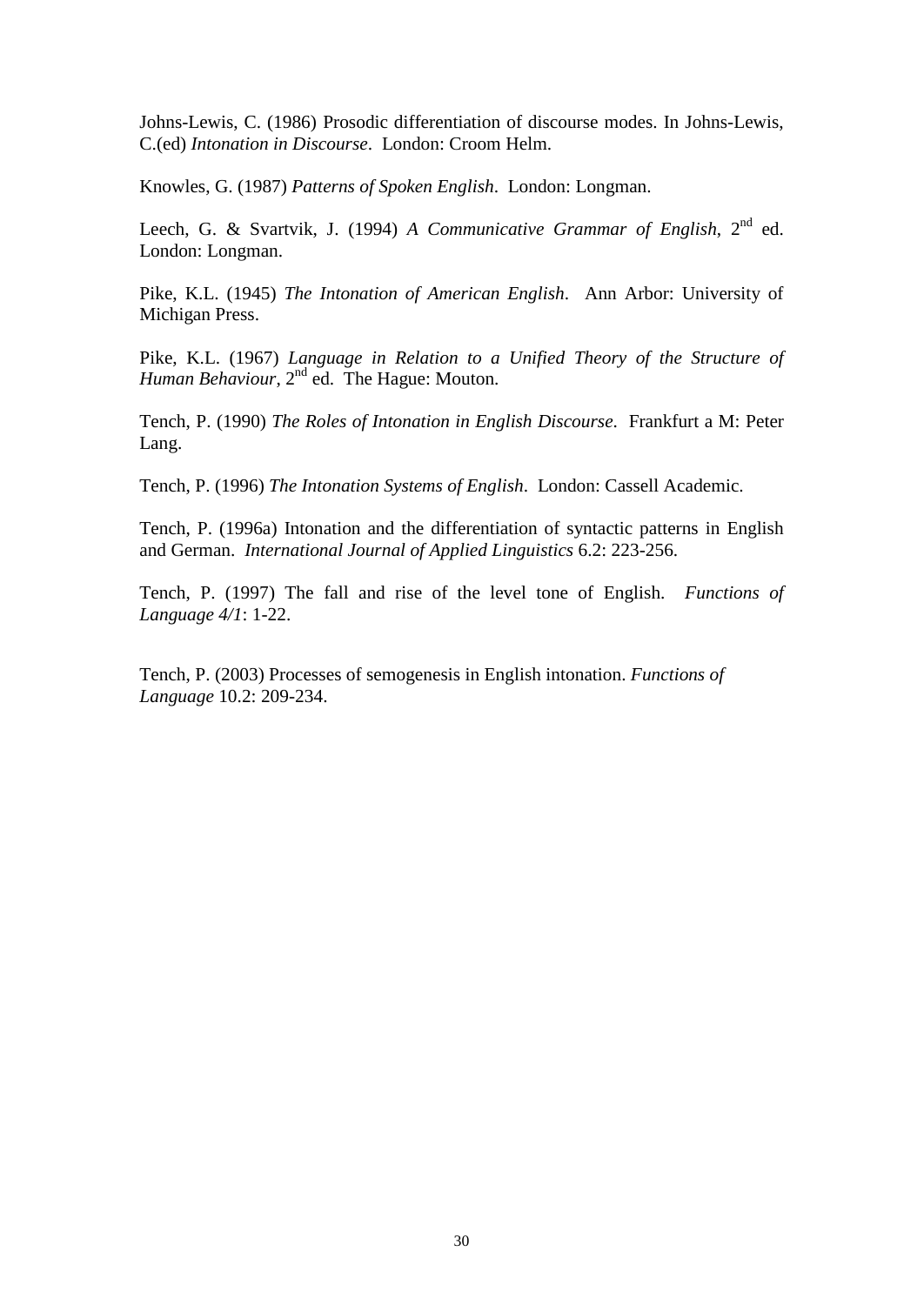Johns-Lewis, C. (1986) Prosodic differentiation of discourse modes. In Johns-Lewis, C.(ed) *Intonation in Discourse*. London: Croom Helm.

Knowles, G. (1987) *Patterns of Spoken English*. London: Longman.

Leech, G. & Svartvik, J. (1994) *A Communicative Grammar of English*, 2nd ed. London: Longman.

Pike, K.L. (1945) *The Intonation of American English*. Ann Arbor: University of Michigan Press.

Pike, K.L. (1967) *Language in Relation to a Unified Theory of the Structure of Human Behaviour*, 2nd ed. The Hague: Mouton.

Tench, P. (1990) *The Roles of Intonation in English Discourse*. Frankfurt a M: Peter Lang.

Tench, P. (1996) *The Intonation Systems of English*. London: Cassell Academic.

Tench, P. (1996a) Intonation and the differentiation of syntactic patterns in English and German. *International Journal of Applied Linguistics* 6.2: 223-256.

Tench, P. (1997) The fall and rise of the level tone of English. *Functions of Language 4/1*: 1-22.

Tench, P. (2003) Processes of semogenesis in English intonation. *Functions of Language* 10.2: 209-234.